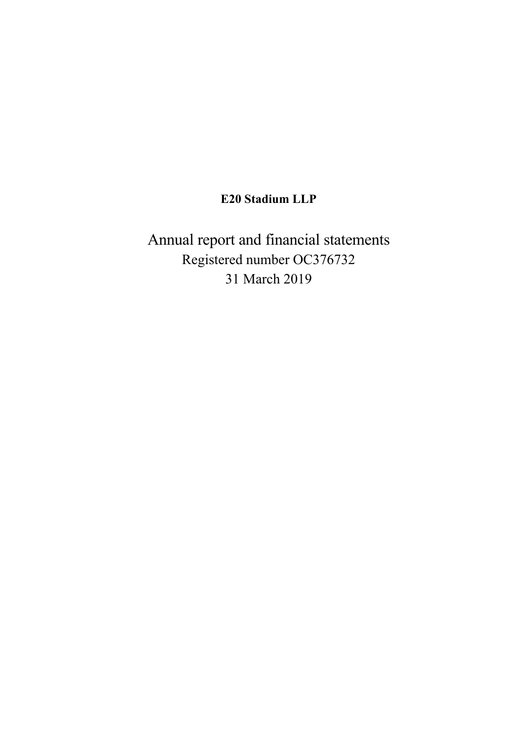**E20 Stadium LLP**

# Annual report and financial statements

Registered number OC376732

31 March 2019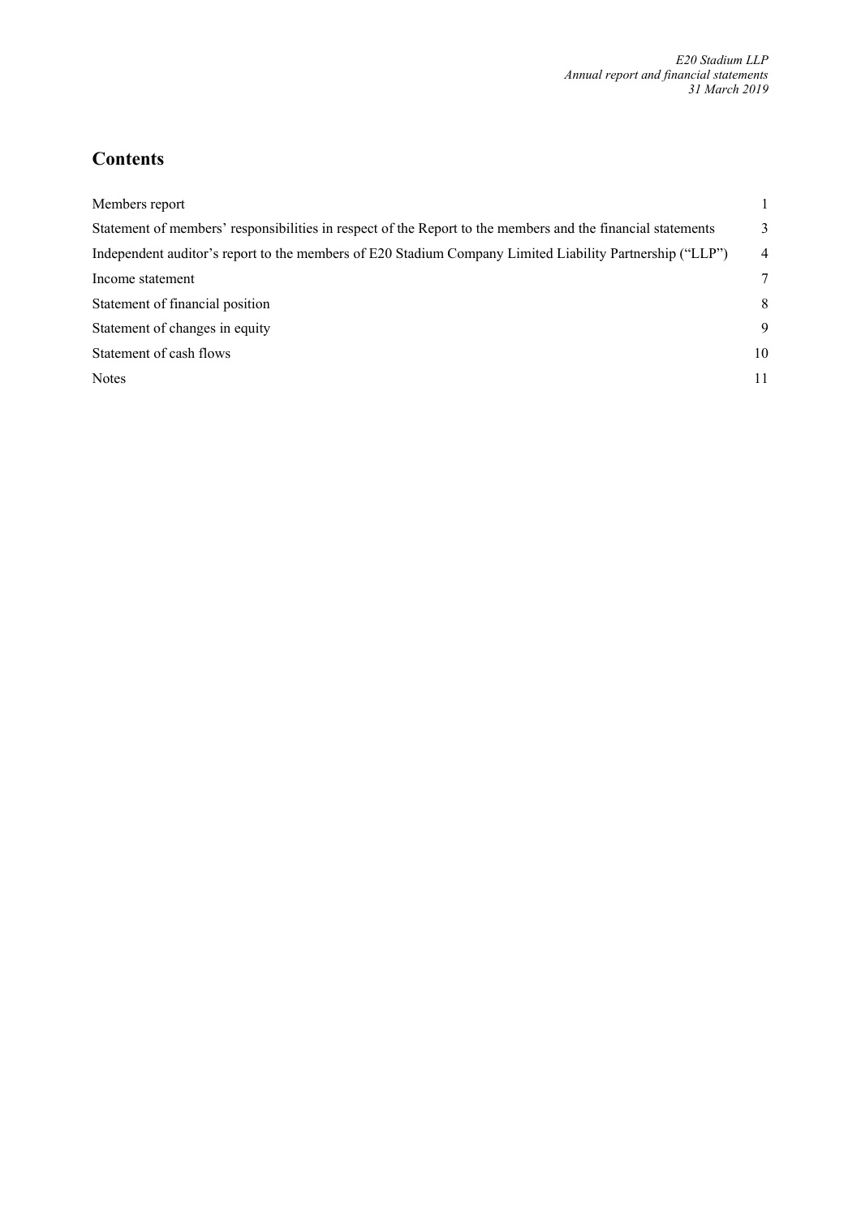# Contents

| | |
|---|---|
| Members report | 1 |
| Statement of members' responsibilities in respect of the Report to the members and the financial statements | 3 |
| Independent auditor's report to the members of E20 Stadium Company Limited Liability Partnership ("LLP") | 4 |
| Income statement | 7 |
| Statement of financial position | 8 |
| Statement of changes in equity | 9 |
| Statement of cash flows | 10 |
| Notes | 11 |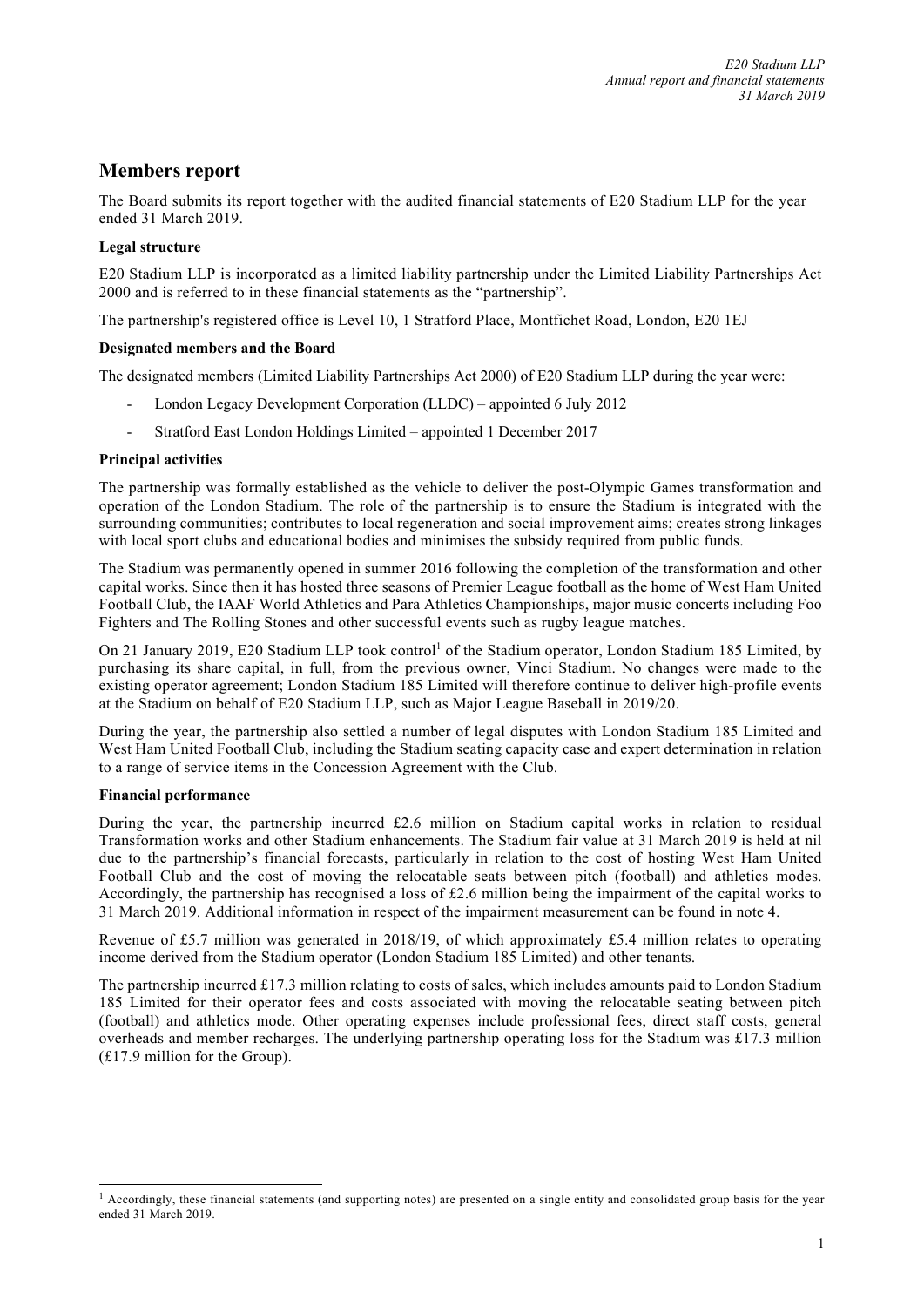## Members report

The Board submits its report together with the audited financial statements of E20 Stadium LLP for the year ended 31 March 2019.

### Legal structure

E20 Stadium LLP is incorporated as a limited liability partnership under the Limited Liability Partnerships Act 2000 and is referred to in these financial statements as the "partnership".

The partnership's registered office is Level 10, 1 Stratford Place, Montfichet Road, London, E20 1EJ

### Designated members and the Board

The designated members (Limited Liability Partnerships Act 2000) of E20 Stadium LLP during the year were:

- London Legacy Development Corporation (LLDC) – appointed 6 July 2012
- Stratford East London Holdings Limited – appointed 1 December 2017

### Principal activities

The partnership was formally established as the vehicle to deliver the post-Olympic Games transformation and operation of the London Stadium. The role of the partnership is to ensure the Stadium is integrated with the surrounding communities; contributes to local regeneration and social improvement aims; creates strong linkages with local sport clubs and educational bodies and minimises the subsidy required from public funds.

The Stadium was permanently opened in summer 2016 following the completion of the transformation and other capital works. Since then it has hosted three seasons of Premier League football as the home of West Ham United Football Club, the IAAF World Athletics and Para Athletics Championships, major music concerts including Foo Fighters and The Rolling Stones and other successful events such as rugby league matches.

On 21 January 2019, E20 Stadium LLP took control[1] of the Stadium operator, London Stadium 185 Limited, by purchasing its share capital, in full, from the previous owner, Vinci Stadium. No changes were made to the existing operator agreement; London Stadium 185 Limited will therefore continue to deliver high-profile events at the Stadium on behalf of E20 Stadium LLP, such as Major League Baseball in 2019/20.

During the year, the partnership also settled a number of legal disputes with London Stadium 185 Limited and West Ham United Football Club, including the Stadium seating capacity case and expert determination in relation to a range of service items in the Concession Agreement with the Club.

### Financial performance

During the year, the partnership incurred £2.6 million on Stadium capital works in relation to residual Transformation works and other Stadium enhancements. The Stadium fair value at 31 March 2019 is held at nil due to the partnership's financial forecasts, particularly in relation to the cost of hosting West Ham United Football Club and the cost of moving the relocatable seats between pitch (football) and athletics modes. Accordingly, the partnership has recognised a loss of £2.6 million being the impairment of the capital works to 31 March 2019. Additional information in respect of the impairment measurement can be found in note 4.

Revenue of £5.7 million was generated in 2018/19, of which approximately £5.4 million relates to operating income derived from the Stadium operator (London Stadium 185 Limited) and other tenants.

The partnership incurred £17.3 million relating to costs of sales, which includes amounts paid to London Stadium 185 Limited for their operator fees and costs associated with moving the relocatable seating between pitch (football) and athletics mode. Other operating expenses include professional fees, direct staff costs, general overheads and member recharges. The underlying partnership operating loss for the Stadium was £17.3 million (£17.9 million for the Group).

[1] Accordingly, these financial statements (and supporting notes) are presented on a single entity and consolidated group basis for the year ended 31 March 2019.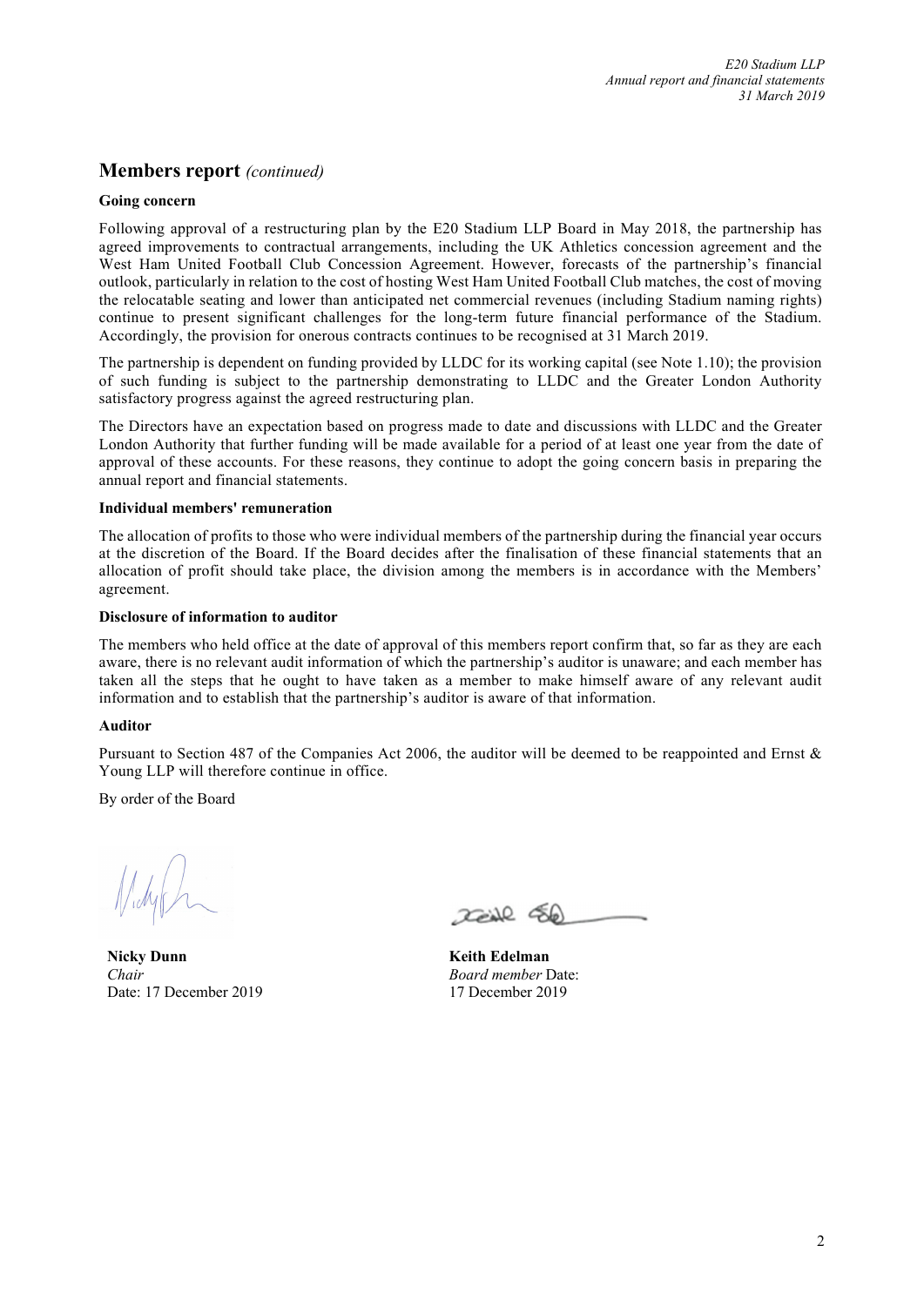## Members report *(continued)*

**Going concern**

Following approval of a restructuring plan by the E20 Stadium LLP Board in May 2018, the partnership has agreed improvements to contractual arrangements, including the UK Athletics concession agreement and the West Ham United Football Club Concession Agreement. However, forecasts of the partnership's financial outlook, particularly in relation to the cost of hosting West Ham United Football Club matches, the cost of moving the relocatable seating and lower than anticipated net commercial revenues (including Stadium naming rights) continue to present significant challenges for the long-term future financial performance of the Stadium. Accordingly, the provision for onerous contracts continues to be recognised at 31 March 2019.

The partnership is dependent on funding provided by LLDC for its working capital (see Note 1.10); the provision of such funding is subject to the partnership demonstrating to LLDC and the Greater London Authority satisfactory progress against the agreed restructuring plan.

The Directors have an expectation based on progress made to date and discussions with LLDC and the Greater London Authority that further funding will be made available for a period of at least one year from the date of approval of these accounts. For these reasons, they continue to adopt the going concern basis in preparing the annual report and financial statements.

**Individual members' remuneration**

The allocation of profits to those who were individual members of the partnership during the financial year occurs at the discretion of the Board. If the Board decides after the finalisation of these financial statements that an allocation of profit should take place, the division among the members is in accordance with the Members' agreement.

**Disclosure of information to auditor**

The members who held office at the date of approval of this members report confirm that, so far as they are each aware, there is no relevant audit information of which the partnership's auditor is unaware; and each member has taken all the steps that he ought to have taken as a member to make himself aware of any relevant audit information and to establish that the partnership's auditor is aware of that information.

**Auditor**

Pursuant to Section 487 of the Companies Act 2006, the auditor will be deemed to be reappointed and Ernst & Young LLP will therefore continue in office.

By order of the Board

**Nicky Dunn**
*Chair*
Date: 17 December 2019

**Keith Edelman**
*Board member* Date:
17 December 2019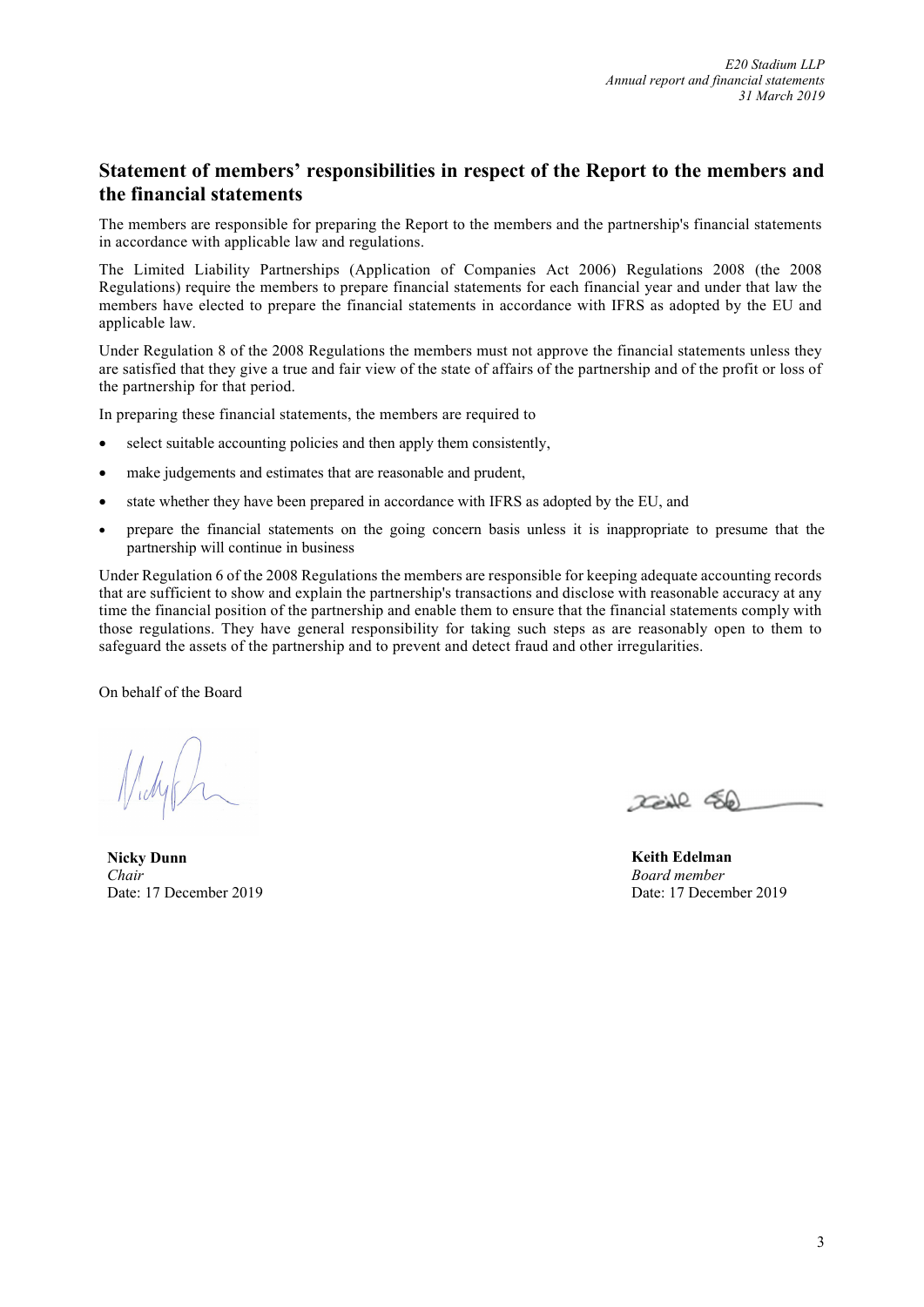## Statement of members' responsibilities in respect of the Report to the members and the financial statements

The members are responsible for preparing the Report to the members and the partnership's financial statements in accordance with applicable law and regulations.

The Limited Liability Partnerships (Application of Companies Act 2006) Regulations 2008 (the 2008 Regulations) require the members to prepare financial statements for each financial year and under that law the members have elected to prepare the financial statements in accordance with IFRS as adopted by the EU and applicable law.

Under Regulation 8 of the 2008 Regulations the members must not approve the financial statements unless they are satisfied that they give a true and fair view of the state of affairs of the partnership and of the profit or loss of the partnership for that period.

In preparing these financial statements, the members are required to

- select suitable accounting policies and then apply them consistently,
- make judgements and estimates that are reasonable and prudent,
- state whether they have been prepared in accordance with IFRS as adopted by the EU, and
- prepare the financial statements on the going concern basis unless it is inappropriate to presume that the partnership will continue in business

Under Regulation 6 of the 2008 Regulations the members are responsible for keeping adequate accounting records that are sufficient to show and explain the partnership's transactions and disclose with reasonable accuracy at any time the financial position of the partnership and enable them to ensure that the financial statements comply with those regulations. They have general responsibility for taking such steps as are reasonably open to them to safeguard the assets of the partnership and to prevent and detect fraud and other irregularities.

On behalf of the Board

**Nicky Dunn**
*Chair*
Date: 17 December 2019

**Keith Edelman**
*Board member*
Date: 17 December 2019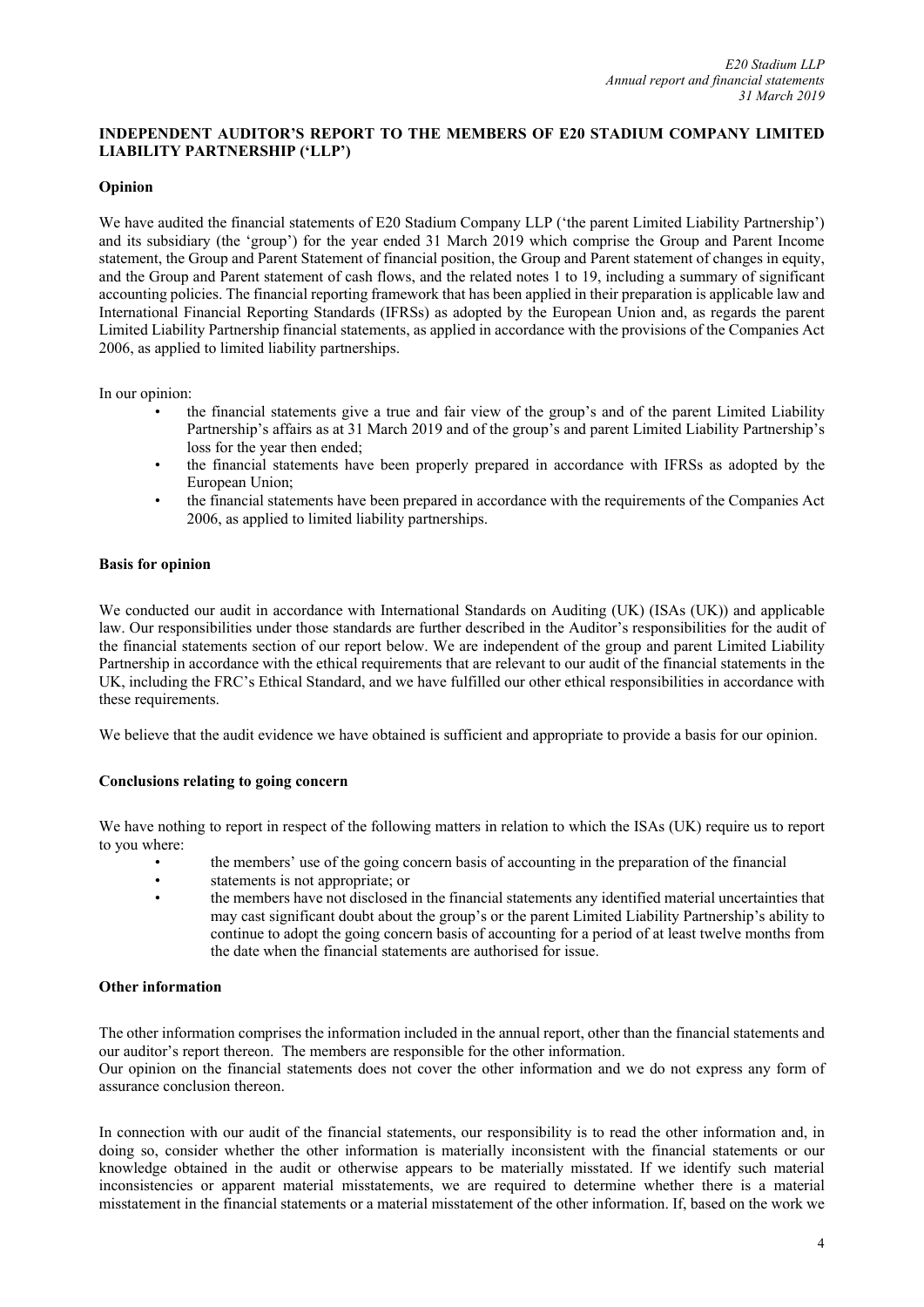## INDEPENDENT AUDITOR'S REPORT TO THE MEMBERS OF E20 STADIUM COMPANY LIMITED LIABILITY PARTNERSHIP ('LLP')

### Opinion

We have audited the financial statements of E20 Stadium Company LLP ('the parent Limited Liability Partnership') and its subsidiary (the 'group') for the year ended 31 March 2019 which comprise the Group and Parent Income statement, the Group and Parent Statement of financial position, the Group and Parent statement of changes in equity, and the Group and Parent statement of cash flows, and the related notes 1 to 19, including a summary of significant accounting policies. The financial reporting framework that has been applied in their preparation is applicable law and International Financial Reporting Standards (IFRSs) as adopted by the European Union and, as regards the parent Limited Liability Partnership financial statements, as applied in accordance with the provisions of the Companies Act 2006, as applied to limited liability partnerships.

In our opinion:

- the financial statements give a true and fair view of the group's and of the parent Limited Liability Partnership's affairs as at 31 March 2019 and of the group's and parent Limited Liability Partnership's loss for the year then ended;
- the financial statements have been properly prepared in accordance with IFRSs as adopted by the European Union;
- the financial statements have been prepared in accordance with the requirements of the Companies Act 2006, as applied to limited liability partnerships.

### Basis for opinion

We conducted our audit in accordance with International Standards on Auditing (UK) (ISAs (UK)) and applicable law. Our responsibilities under those standards are further described in the Auditor's responsibilities for the audit of the financial statements section of our report below. We are independent of the group and parent Limited Liability Partnership in accordance with the ethical requirements that are relevant to our audit of the financial statements in the UK, including the FRC's Ethical Standard, and we have fulfilled our other ethical responsibilities in accordance with these requirements.

We believe that the audit evidence we have obtained is sufficient and appropriate to provide a basis for our opinion.

### Conclusions relating to going concern

We have nothing to report in respect of the following matters in relation to which the ISAs (UK) require us to report to you where:

- the members' use of the going concern basis of accounting in the preparation of the financial
- statements is not appropriate; or
- the members have not disclosed in the financial statements any identified material uncertainties that may cast significant doubt about the group's or the parent Limited Liability Partnership's ability to continue to adopt the going concern basis of accounting for a period of at least twelve months from the date when the financial statements are authorised for issue.

### Other information

The other information comprises the information included in the annual report, other than the financial statements and our auditor's report thereon. The members are responsible for the other information.
Our opinion on the financial statements does not cover the other information and we do not express any form of assurance conclusion thereon.

In connection with our audit of the financial statements, our responsibility is to read the other information and, in doing so, consider whether the other information is materially inconsistent with the financial statements or our knowledge obtained in the audit or otherwise appears to be materially misstated. If we identify such material inconsistencies or apparent material misstatements, we are required to determine whether there is a material misstatement in the financial statements or a material misstatement of the other information. If, based on the work we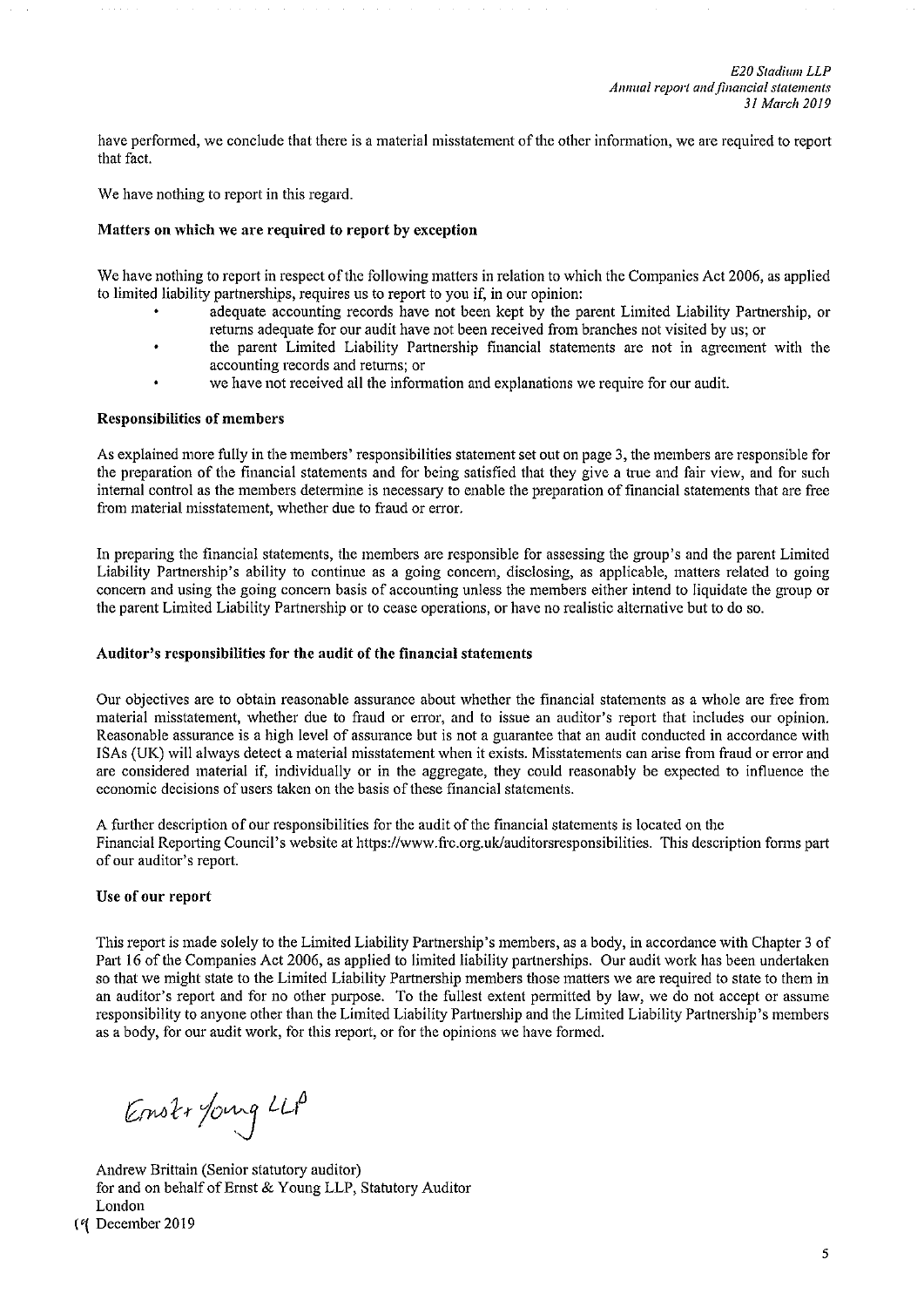have performed, we conclude that there is a material misstatement of the other information, we are required to report that fact.

We have nothing to report in this regard.

**Matters on which we are required to report by exception**

We have nothing to report in respect of the following matters in relation to which the Companies Act 2006, as applied to limited liability partnerships, requires us to report to you if, in our opinion:

- adequate accounting records have not been kept by the parent Limited Liability Partnership, or returns adequate for our audit have not been received from branches not visited by us; or
- the parent Limited Liability Partnership financial statements are not in agreement with the accounting records and returns; or
- we have not received all the information and explanations we require for our audit.

**Responsibilities of members**

As explained more fully in the members' responsibilities statement set out on page 3, the members are responsible for the preparation of the financial statements and for being satisfied that they give a true and fair view, and for such internal control as the members determine is necessary to enable the preparation of financial statements that are free from material misstatement, whether due to fraud or error.

In preparing the financial statements, the members are responsible for assessing the group's and the parent Limited Liability Partnership's ability to continue as a going concern, disclosing, as applicable, matters related to going concern and using the going concern basis of accounting unless the members either intend to liquidate the group or the parent Limited Liability Partnership or to cease operations, or have no realistic alternative but to do so.

**Auditor's responsibilities for the audit of the financial statements**

Our objectives are to obtain reasonable assurance about whether the financial statements as a whole are free from material misstatement, whether due to fraud or error, and to issue an auditor's report that includes our opinion. Reasonable assurance is a high level of assurance but is not a guarantee that an audit conducted in accordance with ISAs (UK) will always detect a material misstatement when it exists. Misstatements can arise from fraud or error and are considered material if, individually or in the aggregate, they could reasonably be expected to influence the economic decisions of users taken on the basis of these financial statements.

A further description of our responsibilities for the audit of the financial statements is located on the Financial Reporting Council's website at https://www.frc.org.uk/auditorsresponsibilities. This description forms part of our auditor's report.

**Use of our report**

This report is made solely to the Limited Liability Partnership's members, as a body, in accordance with Chapter 3 of Part 16 of the Companies Act 2006, as applied to limited liability partnerships. Our audit work has been undertaken so that we might state to the Limited Liability Partnership members those matters we are required to state to them in an auditor's report and for no other purpose. To the fullest extent permitted by law, we do not accept or assume responsibility to anyone other than the Limited Liability Partnership and the Limited Liability Partnership's members as a body, for our audit work, for this report, or for the opinions we have formed.

Ernst & Young LLP

Andrew Brittain (Senior statutory auditor)
for and on behalf of Ernst & Young LLP, Statutory Auditor
London
19 December 2019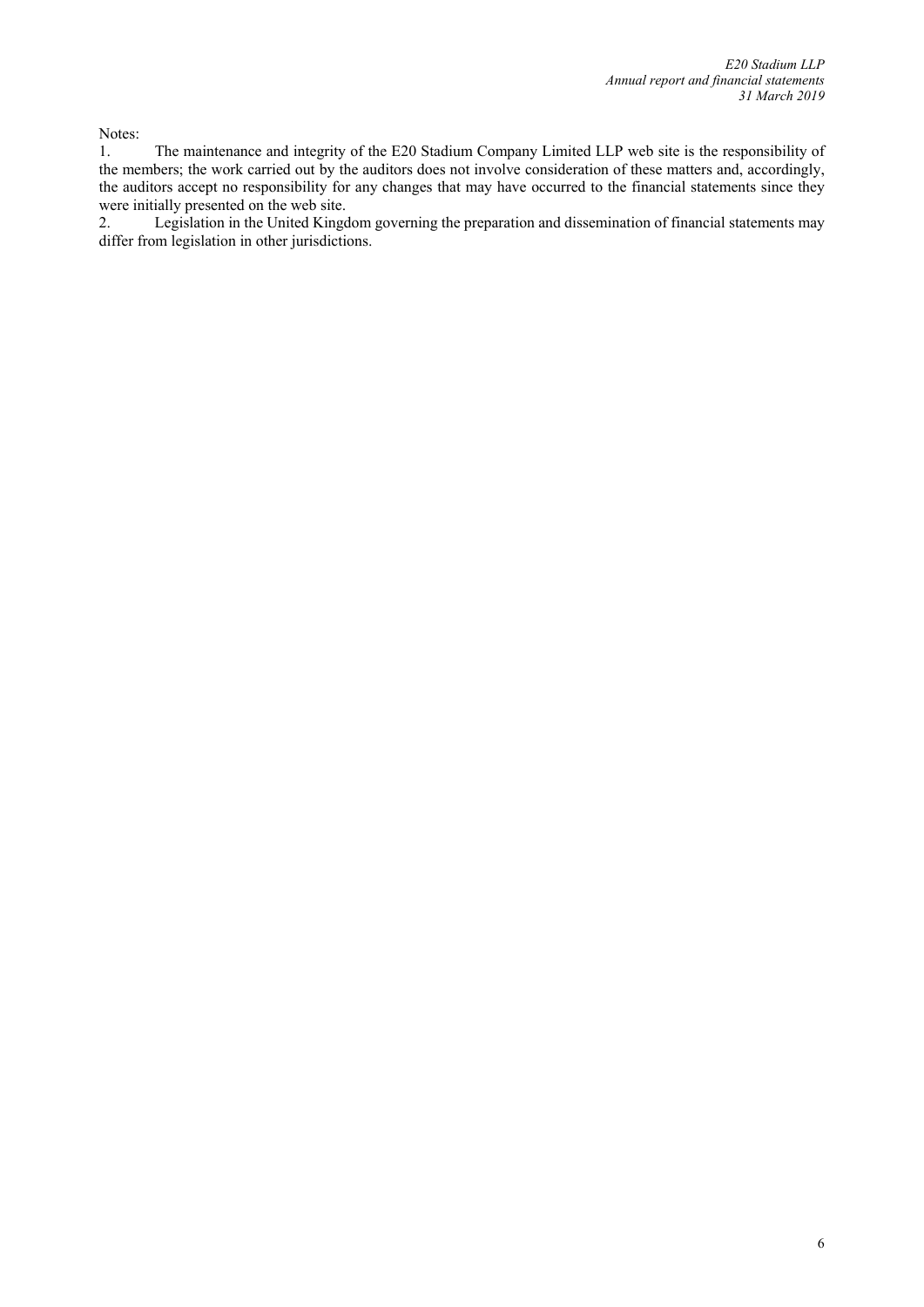Notes:

1. The maintenance and integrity of the E20 Stadium Company Limited LLP web site is the responsibility of the members; the work carried out by the auditors does not involve consideration of these matters and, accordingly, the auditors accept no responsibility for any changes that may have occurred to the financial statements since they were initially presented on the web site.
2. Legislation in the United Kingdom governing the preparation and dissemination of financial statements may differ from legislation in other jurisdictions.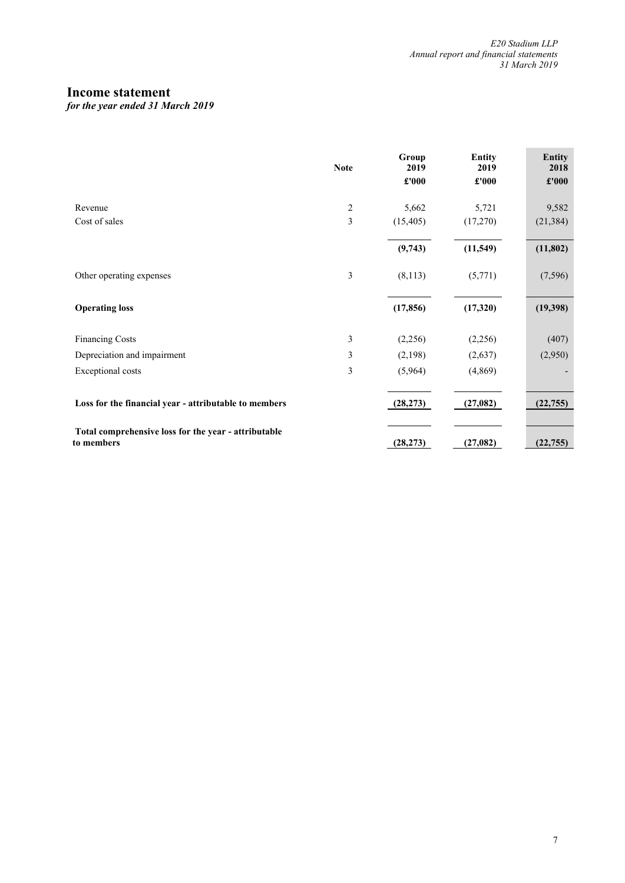# Income statement

*for the year ended 31 March 2019*

| | Note | Group 2019 £'000 | Entity 2019 £'000 | Entity 2018 £'000 |
|---|---|---|---|---|
| Revenue | 2 | 5,662 | 5,721 | 9,582 |
| Cost of sales | 3 | (15,405) | (17,270) | (21,384) |
| | | **(9,743)** | **(11,549)** | **(11,802)** |
| Other operating expenses | 3 | (8,113) | (5,771) | (7,596) |
| **Operating loss** | | **(17,856)** | **(17,320)** | **(19,398)** |
| Financing Costs | 3 | (2,256) | (2,256) | (407) |
| Depreciation and impairment | 3 | (2,198) | (2,637) | (2,950) |
| Exceptional costs | 3 | (5,964) | (4,869) | - |
| **Loss for the financial year - attributable to members** | | **(28,273)** | **(27,082)** | **(22,755)** |
| **Total comprehensive loss for the year - attributable to members** | | **(28,273)** | **(27,082)** | **(22,755)** |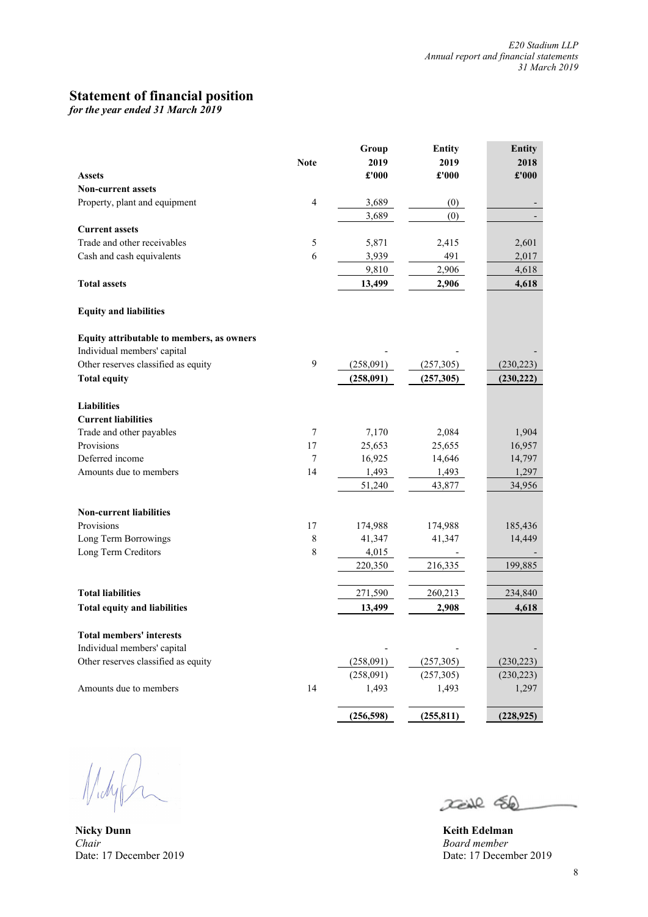## Statement of financial position

*for the year ended 31 March 2019*

| | Note | Group 2019 £'000 | Entity 2019 £'000 | Entity 2018 £'000 |
|---|---|---|---|---|
| **Assets** | | | | |
| **Non-current assets** | | | | |
| Property, plant and equipment | 4 | 3,689 | (0) | - |
| | | 3,689 | (0) | - |
| **Current assets** | | | | |
| Trade and other receivables | 5 | 5,871 | 2,415 | 2,601 |
| Cash and cash equivalents | 6 | 3,939 | 491 | 2,017 |
| | | 9,810 | 2,906 | 4,618 |
| **Total assets** | | **13,499** | **2,906** | **4,618** |
| **Equity and liabilities** | | | | |
| **Equity attributable to members, as owners** | | | | |
| Individual members' capital | | - | - | - |
| Other reserves classified as equity | 9 | (258,091) | (257,305) | (230,223) |
| **Total equity** | | **(258,091)** | **(257,305)** | **(230,222)** |
| **Liabilities** | | | | |
| **Current liabilities** | | | | |
| Trade and other payables | 7 | 7,170 | 2,084 | 1,904 |
| Provisions | 17 | 25,653 | 25,655 | 16,957 |
| Deferred income | 7 | 16,925 | 14,646 | 14,797 |
| Amounts due to members | 14 | 1,493 | 1,493 | 1,297 |
| | | 51,240 | 43,877 | 34,956 |
| **Non-current liabilities** | | | | |
| Provisions | 17 | 174,988 | 174,988 | 185,436 |
| Long Term Borrowings | 8 | 41,347 | 41,347 | 14,449 |
| Long Term Creditors | 8 | 4,015 | - | - |
| | | 220,350 | 216,335 | 199,885 |
| **Total liabilities** | | 271,590 | 260,213 | 234,840 |
| **Total equity and liabilities** | | **13,499** | **2,908** | **4,618** |
| **Total members' interests** | | | | |
| Individual members' capital | | - | - | - |
| Other reserves classified as equity | | (258,091) | (257,305) | (230,223) |
| | | (258,091) | (257,305) | (230,223) |
| Amounts due to members | 14 | 1,493 | 1,493 | 1,297 |
| | | **(256,598)** | **(255,811)** | **(228,925)** |

**Nicky Dunn**
*Chair*
Date: 17 December 2019

**Keith Edelman**
*Board member*
Date: 17 December 2019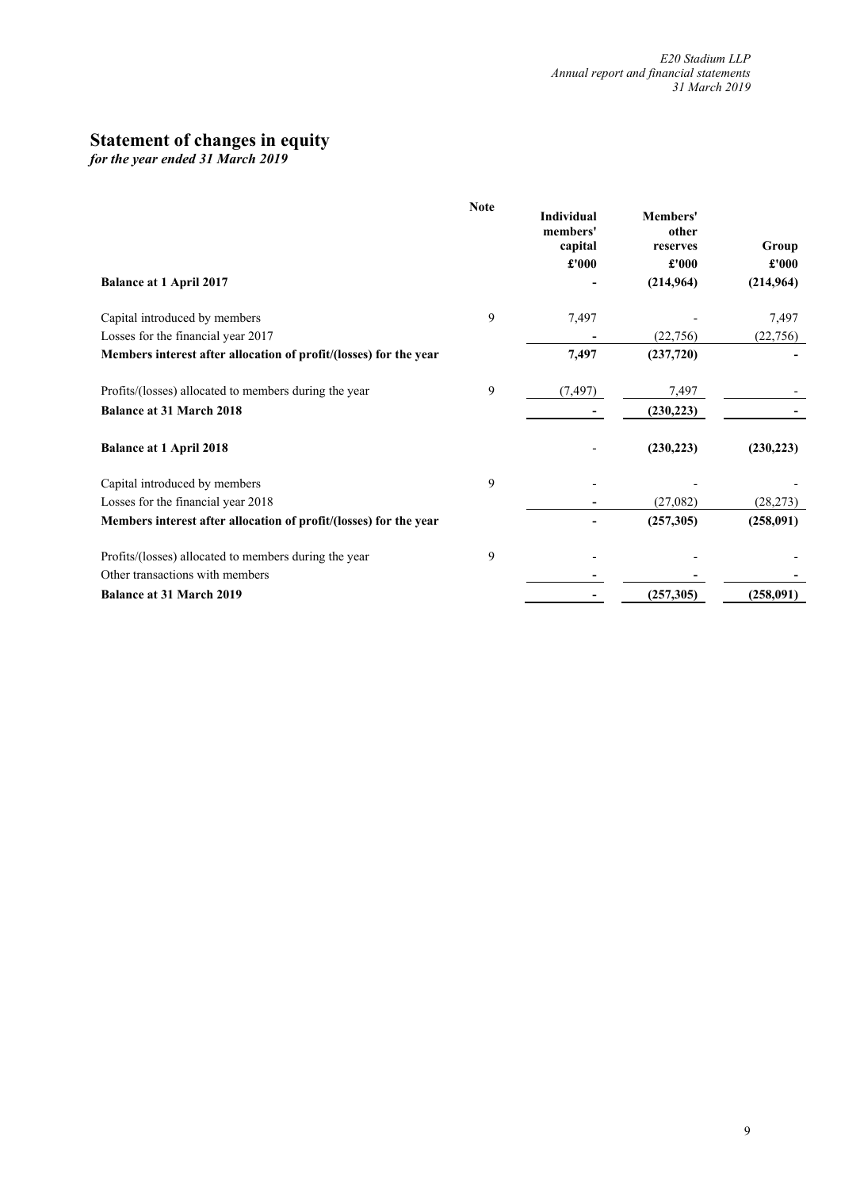# Statement of changes in equity

*for the year ended 31 March 2019*

| | Note | Individual members' capital £'000 | Members' other reserves £'000 | Group £'000 |
|---|---|---|---|---|
| **Balance at 1 April 2017** | | **-** | **(214,964)** | **(214,964)** |
| Capital introduced by members | 9 | 7,497 | - | 7,497 |
| Losses for the financial year 2017 | | - | (22,756) | (22,756) |
| **Members interest after allocation of profit/(losses) for the year** | | **7,497** | **(237,720)** | **-** |
| Profits/(losses) allocated to members during the year | 9 | (7,497) | 7,497 | - |
| **Balance at 31 March 2018** | | **-** | **(230,223)** | **-** |
| **Balance at 1 April 2018** | | - | **(230,223)** | **(230,223)** |
| Capital introduced by members | 9 | - | - | - |
| Losses for the financial year 2018 | | - | (27,082) | (28,273) |
| **Members interest after allocation of profit/(losses) for the year** | | **-** | **(257,305)** | **(258,091)** |
| Profits/(losses) allocated to members during the year | 9 | - | - | - |
| Other transactions with members | | - | - | - |
| **Balance at 31 March 2019** | | **-** | **(257,305)** | **(258,091)** |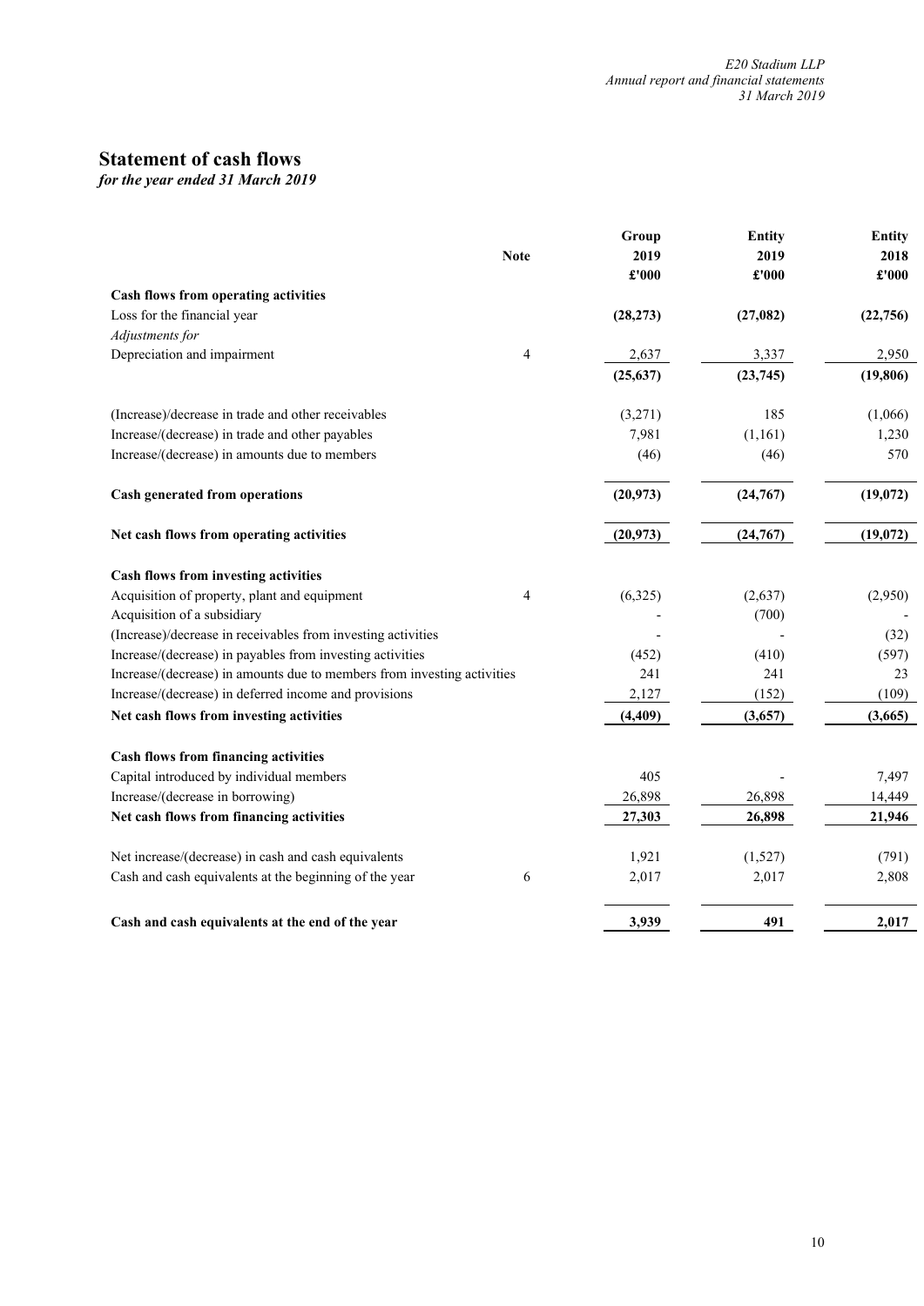# Statement of cash flows

*for the year ended 31 March 2019*

| | Note | Group 2019 £'000 | Entity 2019 £'000 | Entity 2018 £'000 |
|---|---|---|---|---|
| **Cash flows from operating activities** | | | | |
| Loss for the financial year | | **(28,273)** | **(27,082)** | **(22,756)** |
| *Adjustments for* | | | | |
| Depreciation and impairment | 4 | 2,637 | 3,337 | 2,950 |
| | | **(25,637)** | **(23,745)** | **(19,806)** |
| (Increase)/decrease in trade and other receivables | | (3,271) | 185 | (1,066) |
| Increase/(decrease) in trade and other payables | | 7,981 | (1,161) | 1,230 |
| Increase/(decrease) in amounts due to members | | (46) | (46) | 570 |
| **Cash generated from operations** | | **(20,973)** | **(24,767)** | **(19,072)** |
| **Net cash flows from operating activities** | | **(20,973)** | **(24,767)** | **(19,072)** |
| **Cash flows from investing activities** | | | | |
| Acquisition of property, plant and equipment | 4 | (6,325) | (2,637) | (2,950) |
| Acquisition of a subsidiary | | - | (700) | - |
| (Increase)/decrease in receivables from investing activities | | - | - | (32) |
| Increase/(decrease) in payables from investing activities | | (452) | (410) | (597) |
| Increase/(decrease) in amounts due to members from investing activities | | 241 | 241 | 23 |
| Increase/(decrease) in deferred income and provisions | | 2,127 | (152) | (109) |
| **Net cash flows from investing activities** | | **(4,409)** | **(3,657)** | **(3,665)** |
| **Cash flows from financing activities** | | | | |
| Capital introduced by individual members | | 405 | - | 7,497 |
| Increase/(decrease in borrowing) | | 26,898 | 26,898 | 14,449 |
| **Net cash flows from financing activities** | | **27,303** | **26,898** | **21,946** |
| Net increase/(decrease) in cash and cash equivalents | | 1,921 | (1,527) | (791) |
| Cash and cash equivalents at the beginning of the year | 6 | 2,017 | 2,017 | 2,808 |
| **Cash and cash equivalents at the end of the year** | | **3,939** | **491** | **2,017** |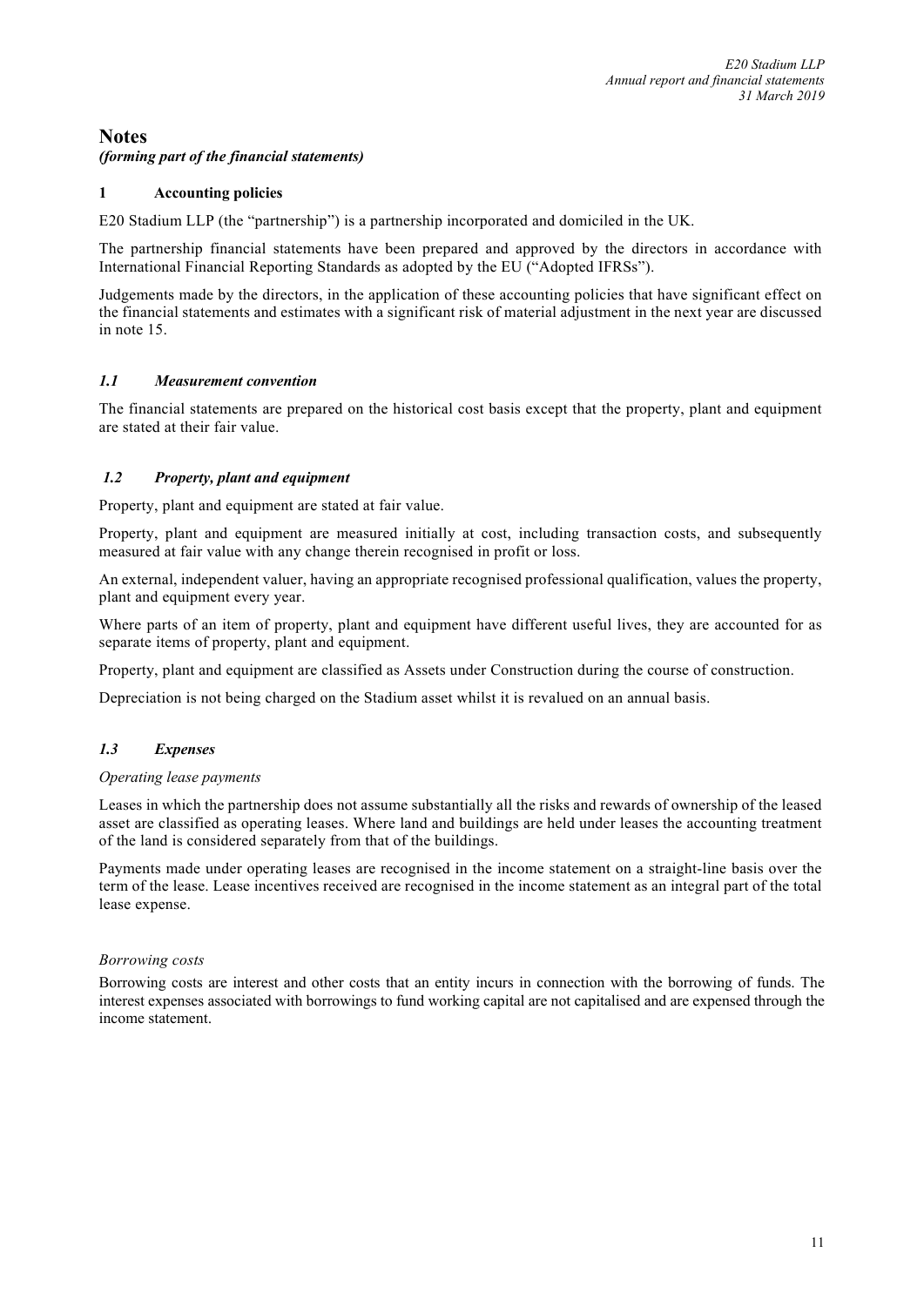# Notes
*(forming part of the financial statements)*

## 1 Accounting policies

E20 Stadium LLP (the "partnership") is a partnership incorporated and domiciled in the UK.

The partnership financial statements have been prepared and approved by the directors in accordance with International Financial Reporting Standards as adopted by the EU ("Adopted IFRSs").

Judgements made by the directors, in the application of these accounting policies that have significant effect on the financial statements and estimates with a significant risk of material adjustment in the next year are discussed in note 15.

### *1.1 Measurement convention*

The financial statements are prepared on the historical cost basis except that the property, plant and equipment are stated at their fair value.

### *1.2 Property, plant and equipment*

Property, plant and equipment are stated at fair value.

Property, plant and equipment are measured initially at cost, including transaction costs, and subsequently measured at fair value with any change therein recognised in profit or loss.

An external, independent valuer, having an appropriate recognised professional qualification, values the property, plant and equipment every year.

Where parts of an item of property, plant and equipment have different useful lives, they are accounted for as separate items of property, plant and equipment.

Property, plant and equipment are classified as Assets under Construction during the course of construction.

Depreciation is not being charged on the Stadium asset whilst it is revalued on an annual basis.

### *1.3 Expenses*

*Operating lease payments*

Leases in which the partnership does not assume substantially all the risks and rewards of ownership of the leased asset are classified as operating leases. Where land and buildings are held under leases the accounting treatment of the land is considered separately from that of the buildings.

Payments made under operating leases are recognised in the income statement on a straight-line basis over the term of the lease. Lease incentives received are recognised in the income statement as an integral part of the total lease expense.

*Borrowing costs*

Borrowing costs are interest and other costs that an entity incurs in connection with the borrowing of funds. The interest expenses associated with borrowings to fund working capital are not capitalised and are expensed through the income statement.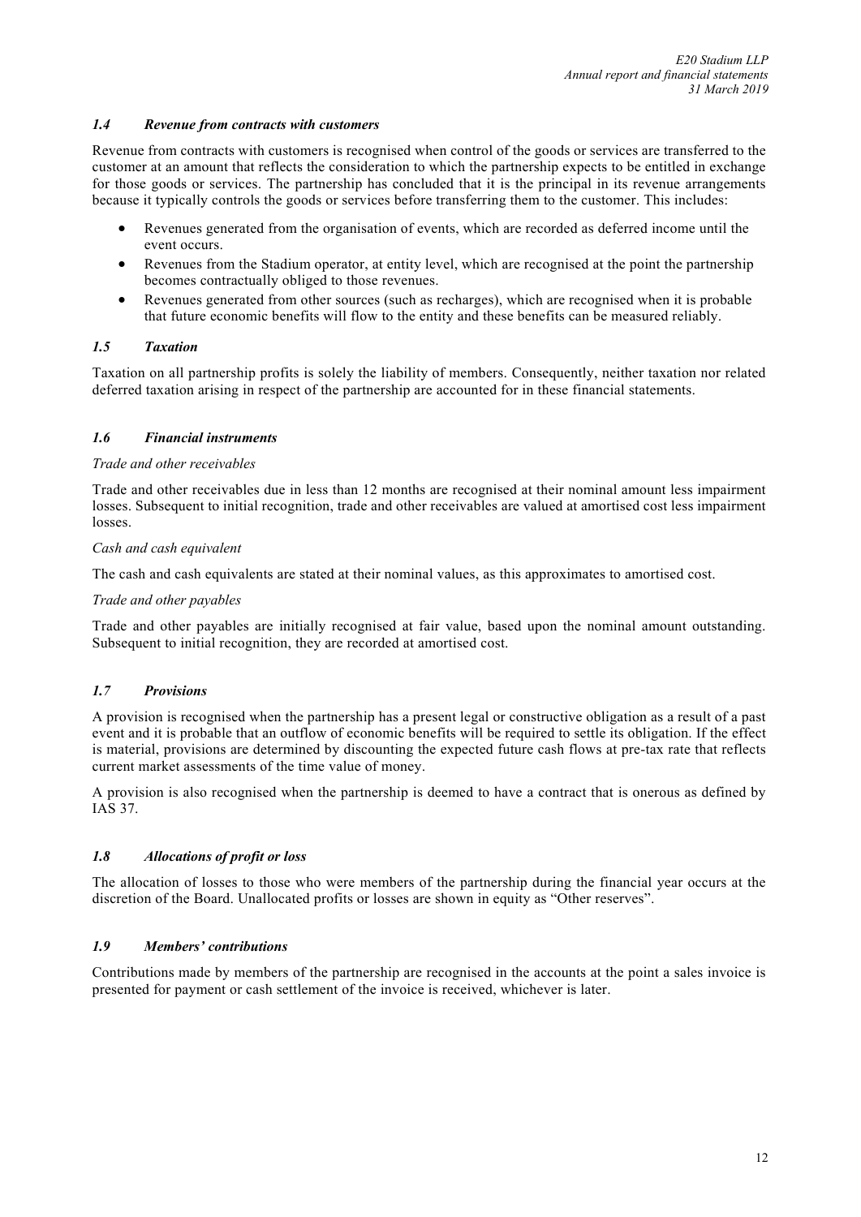### *1.4 Revenue from contracts with customers*

Revenue from contracts with customers is recognised when control of the goods or services are transferred to the customer at an amount that reflects the consideration to which the partnership expects to be entitled in exchange for those goods or services. The partnership has concluded that it is the principal in its revenue arrangements because it typically controls the goods or services before transferring them to the customer. This includes:

- Revenues generated from the organisation of events, which are recorded as deferred income until the event occurs.
- Revenues from the Stadium operator, at entity level, which are recognised at the point the partnership becomes contractually obliged to those revenues.
- Revenues generated from other sources (such as recharges), which are recognised when it is probable that future economic benefits will flow to the entity and these benefits can be measured reliably.

### *1.5 Taxation*

Taxation on all partnership profits is solely the liability of members. Consequently, neither taxation nor related deferred taxation arising in respect of the partnership are accounted for in these financial statements.

### *1.6 Financial instruments*

*Trade and other receivables*

Trade and other receivables due in less than 12 months are recognised at their nominal amount less impairment losses. Subsequent to initial recognition, trade and other receivables are valued at amortised cost less impairment losses.

*Cash and cash equivalent*

The cash and cash equivalents are stated at their nominal values, as this approximates to amortised cost.

*Trade and other payables*

Trade and other payables are initially recognised at fair value, based upon the nominal amount outstanding. Subsequent to initial recognition, they are recorded at amortised cost.

### *1.7 Provisions*

A provision is recognised when the partnership has a present legal or constructive obligation as a result of a past event and it is probable that an outflow of economic benefits will be required to settle its obligation. If the effect is material, provisions are determined by discounting the expected future cash flows at pre-tax rate that reflects current market assessments of the time value of money.

A provision is also recognised when the partnership is deemed to have a contract that is onerous as defined by IAS 37.

### *1.8 Allocations of profit or loss*

The allocation of losses to those who were members of the partnership during the financial year occurs at the discretion of the Board. Unallocated profits or losses are shown in equity as "Other reserves".

### *1.9 Members' contributions*

Contributions made by members of the partnership are recognised in the accounts at the point a sales invoice is presented for payment or cash settlement of the invoice is received, whichever is later.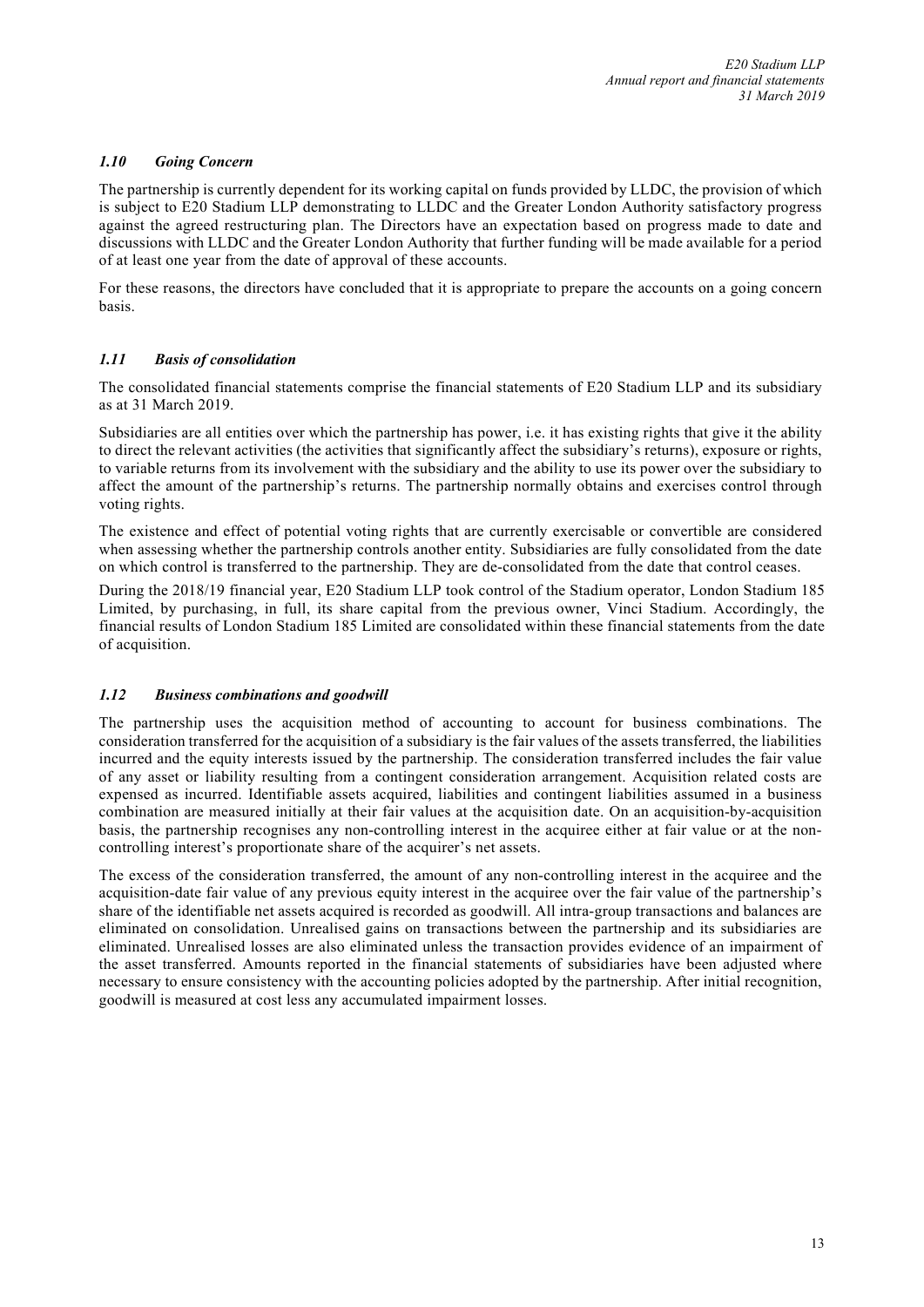### *1.10 Going Concern*

The partnership is currently dependent for its working capital on funds provided by LLDC, the provision of which is subject to E20 Stadium LLP demonstrating to LLDC and the Greater London Authority satisfactory progress against the agreed restructuring plan. The Directors have an expectation based on progress made to date and discussions with LLDC and the Greater London Authority that further funding will be made available for a period of at least one year from the date of approval of these accounts.

For these reasons, the directors have concluded that it is appropriate to prepare the accounts on a going concern basis.

### *1.11 Basis of consolidation*

The consolidated financial statements comprise the financial statements of E20 Stadium LLP and its subsidiary as at 31 March 2019.

Subsidiaries are all entities over which the partnership has power, i.e. it has existing rights that give it the ability to direct the relevant activities (the activities that significantly affect the subsidiary's returns), exposure or rights, to variable returns from its involvement with the subsidiary and the ability to use its power over the subsidiary to affect the amount of the partnership's returns. The partnership normally obtains and exercises control through voting rights.

The existence and effect of potential voting rights that are currently exercisable or convertible are considered when assessing whether the partnership controls another entity. Subsidiaries are fully consolidated from the date on which control is transferred to the partnership. They are de-consolidated from the date that control ceases.

During the 2018/19 financial year, E20 Stadium LLP took control of the Stadium operator, London Stadium 185 Limited, by purchasing, in full, its share capital from the previous owner, Vinci Stadium. Accordingly, the financial results of London Stadium 185 Limited are consolidated within these financial statements from the date of acquisition.

### *1.12 Business combinations and goodwill*

The partnership uses the acquisition method of accounting to account for business combinations. The consideration transferred for the acquisition of a subsidiary is the fair values of the assets transferred, the liabilities incurred and the equity interests issued by the partnership. The consideration transferred includes the fair value of any asset or liability resulting from a contingent consideration arrangement. Acquisition related costs are expensed as incurred. Identifiable assets acquired, liabilities and contingent liabilities assumed in a business combination are measured initially at their fair values at the acquisition date. On an acquisition-by-acquisition basis, the partnership recognises any non-controlling interest in the acquiree either at fair value or at the non-controlling interest's proportionate share of the acquirer's net assets.

The excess of the consideration transferred, the amount of any non-controlling interest in the acquiree and the acquisition-date fair value of any previous equity interest in the acquiree over the fair value of the partnership's share of the identifiable net assets acquired is recorded as goodwill. All intra-group transactions and balances are eliminated on consolidation. Unrealised gains on transactions between the partnership and its subsidiaries are eliminated. Unrealised losses are also eliminated unless the transaction provides evidence of an impairment of the asset transferred. Amounts reported in the financial statements of subsidiaries have been adjusted where necessary to ensure consistency with the accounting policies adopted by the partnership. After initial recognition, goodwill is measured at cost less any accumulated impairment losses.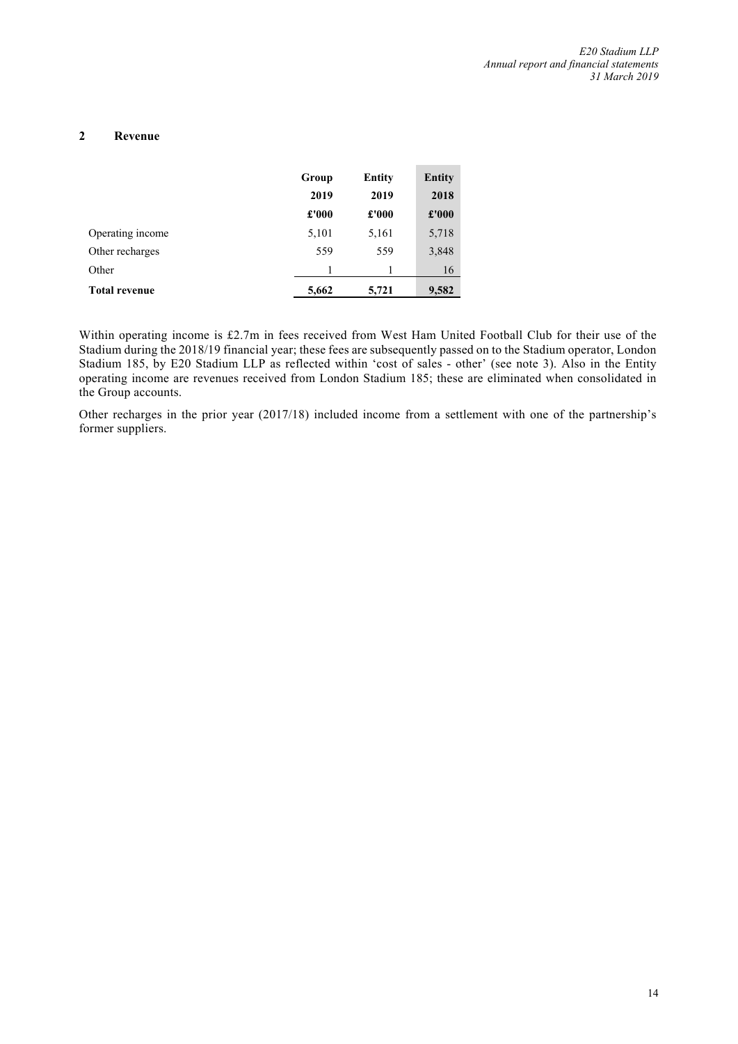## 2 Revenue

| | Group 2019 £'000 | Entity 2019 £'000 | Entity 2018 £'000 |
|---|---|---|---|
| Operating income | 5,101 | 5,161 | 5,718 |
| Other recharges | 559 | 559 | 3,848 |
| Other | 1 | 1 | 16 |
| **Total revenue** | **5,662** | **5,721** | **9,582** |

Within operating income is £2.7m in fees received from West Ham United Football Club for their use of the Stadium during the 2018/19 financial year; these fees are subsequently passed on to the Stadium operator, London Stadium 185, by E20 Stadium LLP as reflected within 'cost of sales - other' (see note 3). Also in the Entity operating income are revenues received from London Stadium 185; these are eliminated when consolidated in the Group accounts.

Other recharges in the prior year (2017/18) included income from a settlement with one of the partnership's former suppliers.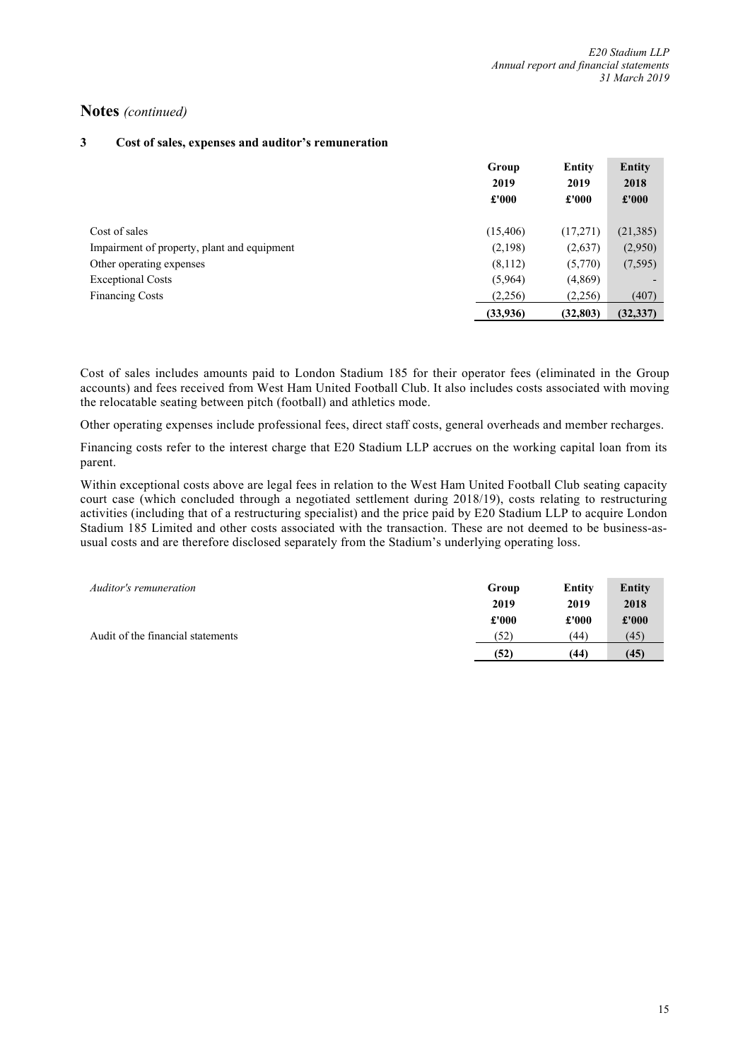## Notes *(continued)*

### 3 Cost of sales, expenses and auditor's remuneration

| | Group 2019 £'000 | Entity 2019 £'000 | Entity 2018 £'000 |
|---|---|---|---|
| Cost of sales | (15,406) | (17,271) | (21,385) |
| Impairment of property, plant and equipment | (2,198) | (2,637) | (2,950) |
| Other operating expenses | (8,112) | (5,770) | (7,595) |
| Exceptional Costs | (5,964) | (4,869) | - |
| Financing Costs | (2,256) | (2,256) | (407) |
| | **(33,936)** | **(32,803)** | **(32,337)** |

Cost of sales includes amounts paid to London Stadium 185 for their operator fees (eliminated in the Group accounts) and fees received from West Ham United Football Club. It also includes costs associated with moving the relocatable seating between pitch (football) and athletics mode.

Other operating expenses include professional fees, direct staff costs, general overheads and member recharges.

Financing costs refer to the interest charge that E20 Stadium LLP accrues on the working capital loan from its parent.

Within exceptional costs above are legal fees in relation to the West Ham United Football Club seating capacity court case (which concluded through a negotiated settlement during 2018/19), costs relating to restructuring activities (including that of a restructuring specialist) and the price paid by E20 Stadium LLP to acquire London Stadium 185 Limited and other costs associated with the transaction. These are not deemed to be business-as-usual costs and are therefore disclosed separately from the Stadium's underlying operating loss.

| *Auditor's remuneration* | Group 2019 £'000 | Entity 2019 £'000 | Entity 2018 £'000 |
|---|---|---|---|
| Audit of the financial statements | (52) | (44) | (45) |
| | **(52)** | **(44)** | **(45)** |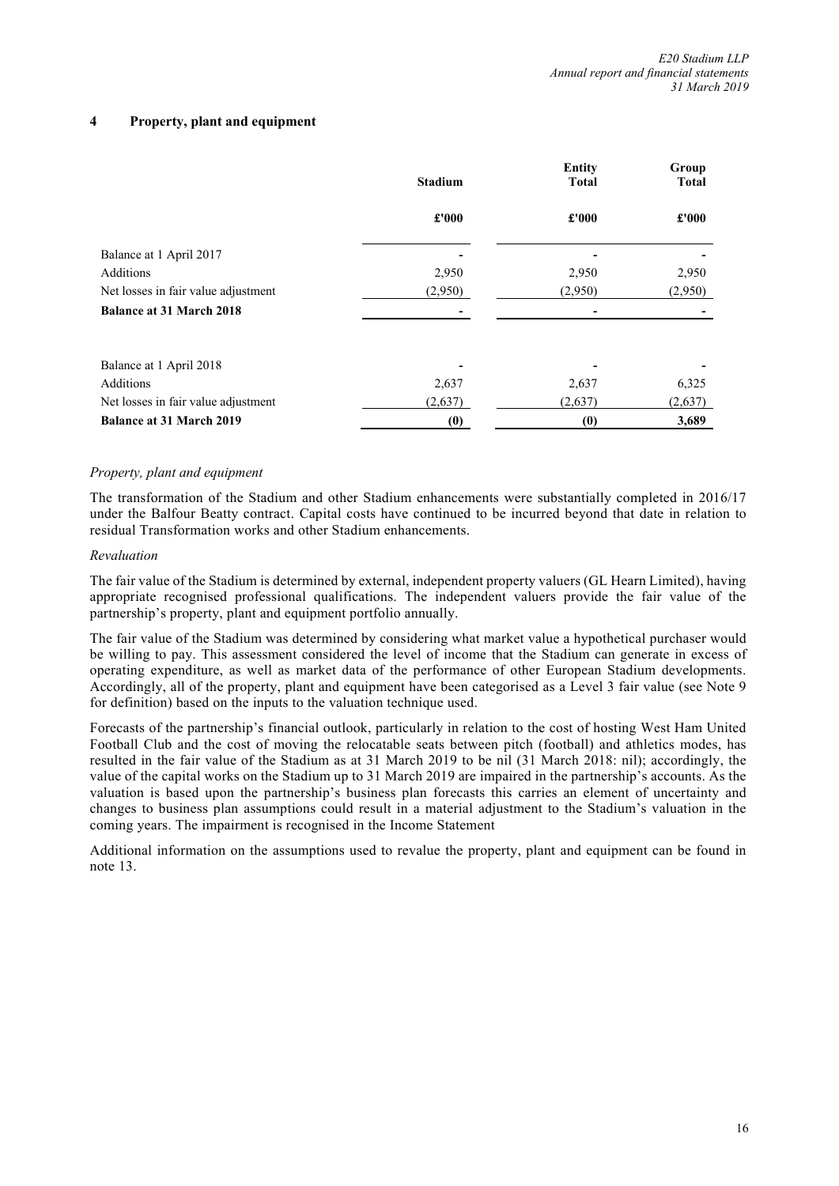## 4 Property, plant and equipment

| | Stadium | Entity Total | Group Total |
|---|---|---|---|
| | £'000 | £'000 | £'000 |
| Balance at 1 April 2017 | - | - | - |
| Additions | 2,950 | 2,950 | 2,950 |
| Net losses in fair value adjustment | (2,950) | (2,950) | (2,950) |
| **Balance at 31 March 2018** | - | - | - |
| | | | |
| Balance at 1 April 2018 | - | - | - |
| Additions | 2,637 | 2,637 | 6,325 |
| Net losses in fair value adjustment | (2,637) | (2,637) | (2,637) |
| **Balance at 31 March 2019** | **(0)** | **(0)** | **3,689** |

*Property, plant and equipment*

The transformation of the Stadium and other Stadium enhancements were substantially completed in 2016/17 under the Balfour Beatty contract. Capital costs have continued to be incurred beyond that date in relation to residual Transformation works and other Stadium enhancements.

*Revaluation*

The fair value of the Stadium is determined by external, independent property valuers (GL Hearn Limited), having appropriate recognised professional qualifications. The independent valuers provide the fair value of the partnership's property, plant and equipment portfolio annually.

The fair value of the Stadium was determined by considering what market value a hypothetical purchaser would be willing to pay. This assessment considered the level of income that the Stadium can generate in excess of operating expenditure, as well as market data of the performance of other European Stadium developments. Accordingly, all of the property, plant and equipment have been categorised as a Level 3 fair value (see Note 9 for definition) based on the inputs to the valuation technique used.

Forecasts of the partnership's financial outlook, particularly in relation to the cost of hosting West Ham United Football Club and the cost of moving the relocatable seats between pitch (football) and athletics modes, has resulted in the fair value of the Stadium as at 31 March 2019 to be nil (31 March 2018: nil); accordingly, the value of the capital works on the Stadium up to 31 March 2019 are impaired in the partnership's accounts. As the valuation is based upon the partnership's business plan forecasts this carries an element of uncertainty and changes to business plan assumptions could result in a material adjustment to the Stadium's valuation in the coming years. The impairment is recognised in the Income Statement

Additional information on the assumptions used to revalue the property, plant and equipment can be found in note 13.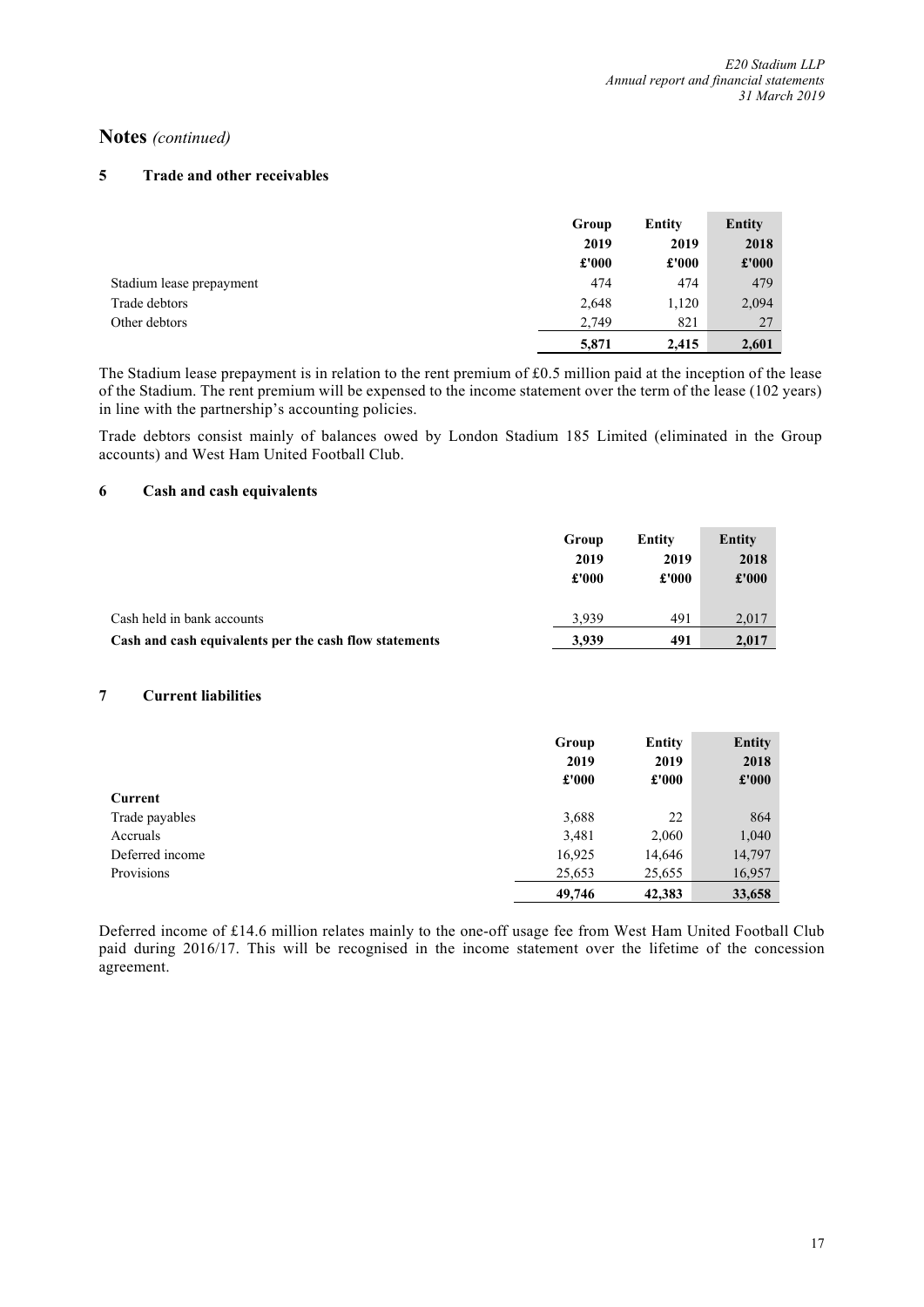# Notes *(continued)*

## 5 Trade and other receivables

| | Group 2019 £'000 | Entity 2019 £'000 | Entity 2018 £'000 |
|---|---|---|---|
| Stadium lease prepayment | 474 | 474 | 479 |
| Trade debtors | 2,648 | 1,120 | 2,094 |
| Other debtors | 2,749 | 821 | 27 |
| | **5,871** | **2,415** | **2,601** |

The Stadium lease prepayment is in relation to the rent premium of £0.5 million paid at the inception of the lease of the Stadium. The rent premium will be expensed to the income statement over the term of the lease (102 years) in line with the partnership's accounting policies.

Trade debtors consist mainly of balances owed by London Stadium 185 Limited (eliminated in the Group accounts) and West Ham United Football Club.

## 6 Cash and cash equivalents

| | Group 2019 £'000 | Entity 2019 £'000 | Entity 2018 £'000 |
|---|---|---|---|
| Cash held in bank accounts | 3,939 | 491 | 2,017 |
| **Cash and cash equivalents per the cash flow statements** | **3,939** | **491** | **2,017** |

## 7 Current liabilities

| | Group 2019 £'000 | Entity 2019 £'000 | Entity 2018 £'000 |
|---|---|---|---|
| **Current** | | | |
| Trade payables | 3,688 | 22 | 864 |
| Accruals | 3,481 | 2,060 | 1,040 |
| Deferred income | 16,925 | 14,646 | 14,797 |
| Provisions | 25,653 | 25,655 | 16,957 |
| | **49,746** | **42,383** | **33,658** |

Deferred income of £14.6 million relates mainly to the one-off usage fee from West Ham United Football Club paid during 2016/17. This will be recognised in the income statement over the lifetime of the concession agreement.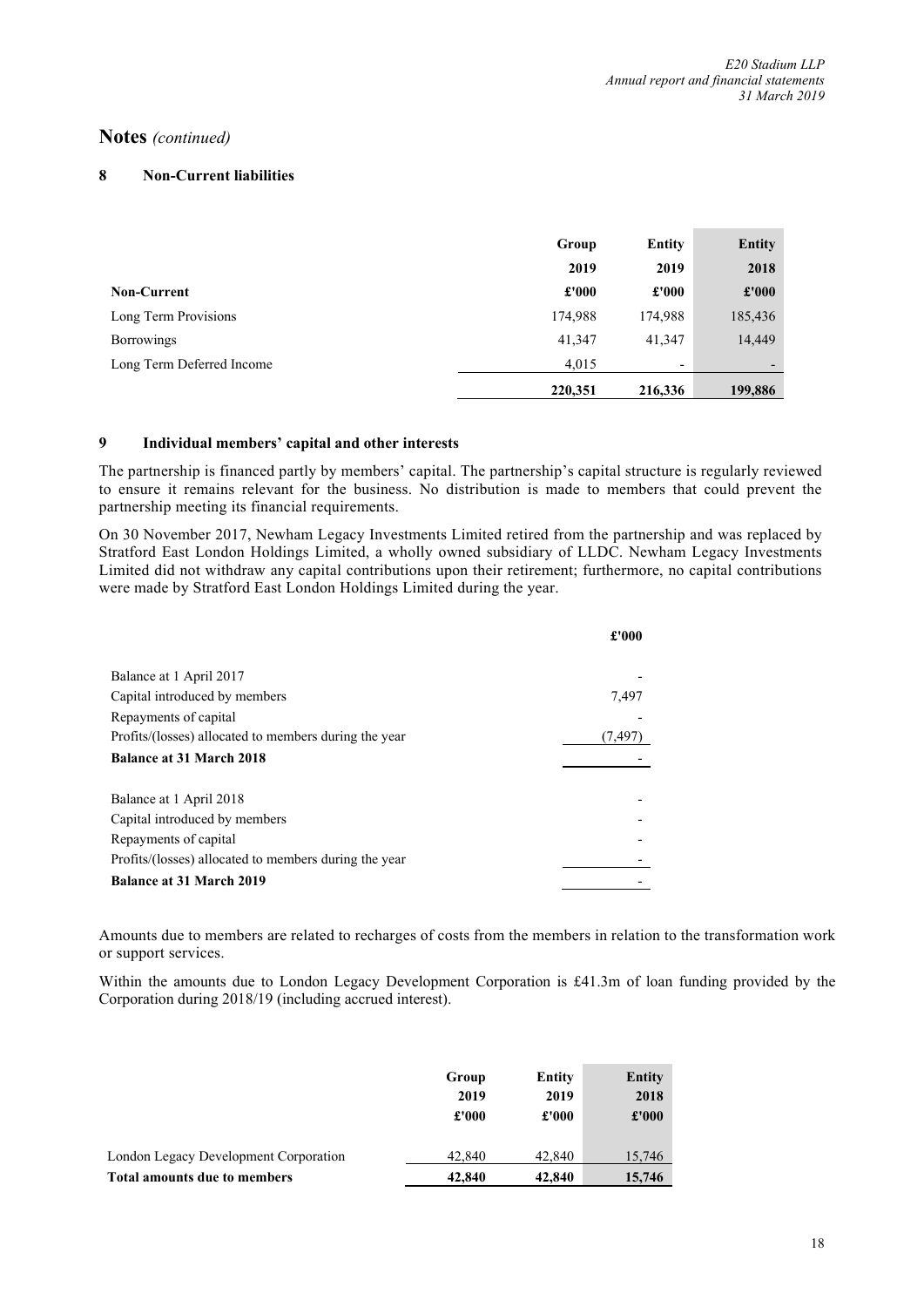## Notes *(continued)*

### 8 Non-Current liabilities

| | Group | Entity | Entity |
|---|---|---|---|
| | 2019 | 2019 | 2018 |
| **Non-Current** | **£'000** | **£'000** | **£'000** |
| Long Term Provisions | 174,988 | 174,988 | 185,436 |
| Borrowings | 41,347 | 41,347 | 14,449 |
| Long Term Deferred Income | 4,015 | - | - |
| | **220,351** | **216,336** | **199,886** |

### 9 Individual members' capital and other interests

The partnership is financed partly by members' capital. The partnership's capital structure is regularly reviewed to ensure it remains relevant for the business. No distribution is made to members that could prevent the partnership meeting its financial requirements.

On 30 November 2017, Newham Legacy Investments Limited retired from the partnership and was replaced by Stratford East London Holdings Limited, a wholly owned subsidiary of LLDC. Newham Legacy Investments Limited did not withdraw any capital contributions upon their retirement; furthermore, no capital contributions were made by Stratford East London Holdings Limited during the year.

| | £'000 |
|---|---|
| Balance at 1 April 2017 | - |
| Capital introduced by members | 7,497 |
| Repayments of capital | - |
| Profits/(losses) allocated to members during the year | (7,497) |
| **Balance at 31 March 2018** | - |
| | |
| Balance at 1 April 2018 | - |
| Capital introduced by members | - |
| Repayments of capital | - |
| Profits/(losses) allocated to members during the year | - |
| **Balance at 31 March 2019** | - |

Amounts due to members are related to recharges of costs from the members in relation to the transformation work or support services.

Within the amounts due to London Legacy Development Corporation is £41.3m of loan funding provided by the Corporation during 2018/19 (including accrued interest).

| | Group 2019 £'000 | Entity 2019 £'000 | Entity 2018 £'000 |
|---|---|---|---|
| London Legacy Development Corporation | 42,840 | 42,840 | 15,746 |
| **Total amounts due to members** | **42,840** | **42,840** | **15,746** |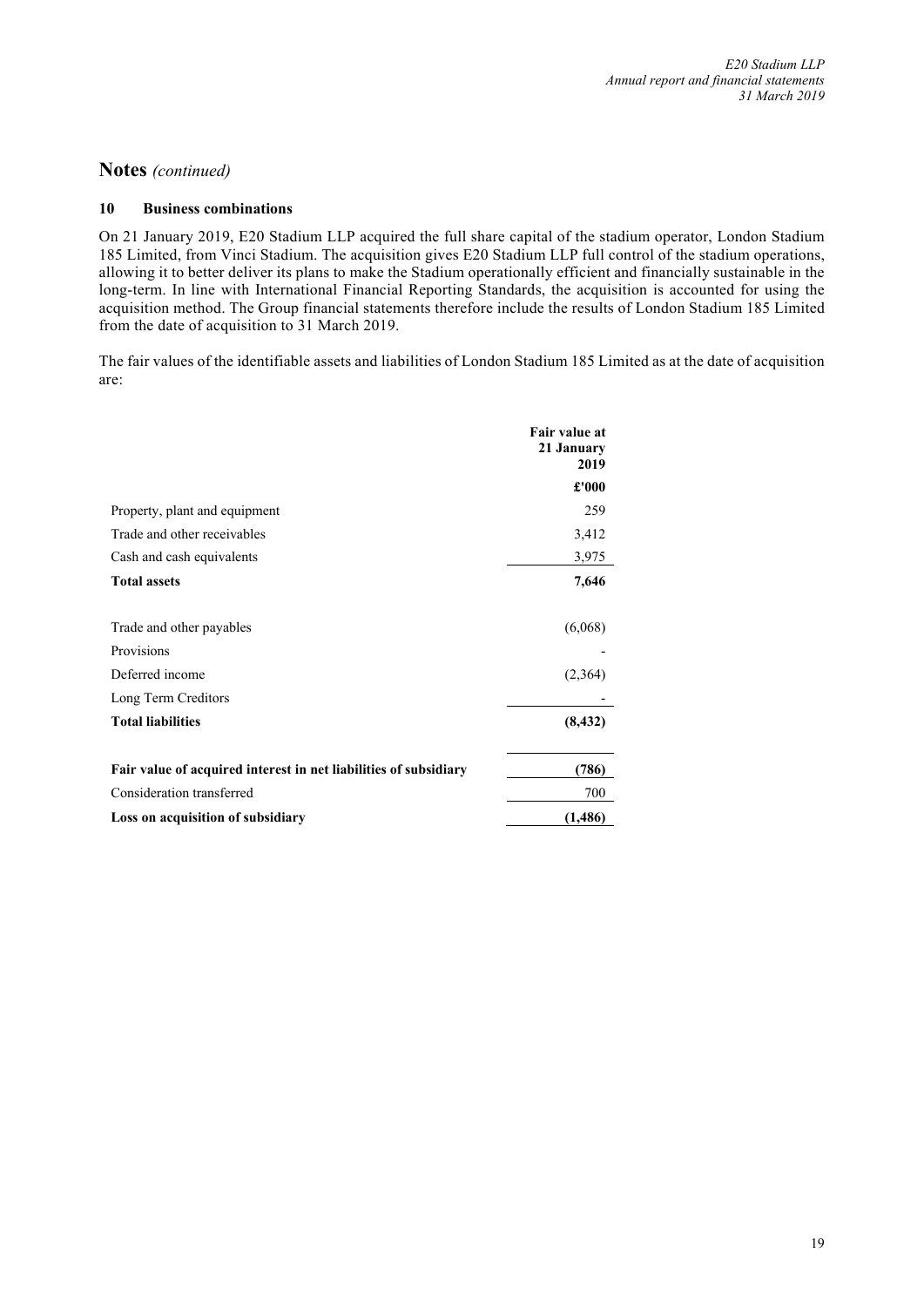## Notes *(continued)*

### 10 Business combinations

On 21 January 2019, E20 Stadium LLP acquired the full share capital of the stadium operator, London Stadium 185 Limited, from Vinci Stadium. The acquisition gives E20 Stadium LLP full control of the stadium operations, allowing it to better deliver its plans to make the Stadium operationally efficient and financially sustainable in the long-term. In line with International Financial Reporting Standards, the acquisition is accounted for using the acquisition method. The Group financial statements therefore include the results of London Stadium 185 Limited from the date of acquisition to 31 March 2019.

The fair values of the identifiable assets and liabilities of London Stadium 185 Limited as at the date of acquisition are:

| | **Fair value at 21 January 2019** |
|---|---|
| | **£'000** |
| Property, plant and equipment | 259 |
| Trade and other receivables | 3,412 |
| Cash and cash equivalents | 3,975 |
| **Total assets** | **7,646** |
| | |
| Trade and other payables | (6,068) |
| Provisions | - |
| Deferred income | (2,364) |
| Long Term Creditors | - |
| **Total liabilities** | **(8,432)** |
| | |
| **Fair value of acquired interest in net liabilities of subsidiary** | **(786)** |
| Consideration transferred | 700 |
| **Loss on acquisition of subsidiary** | **(1,486)** |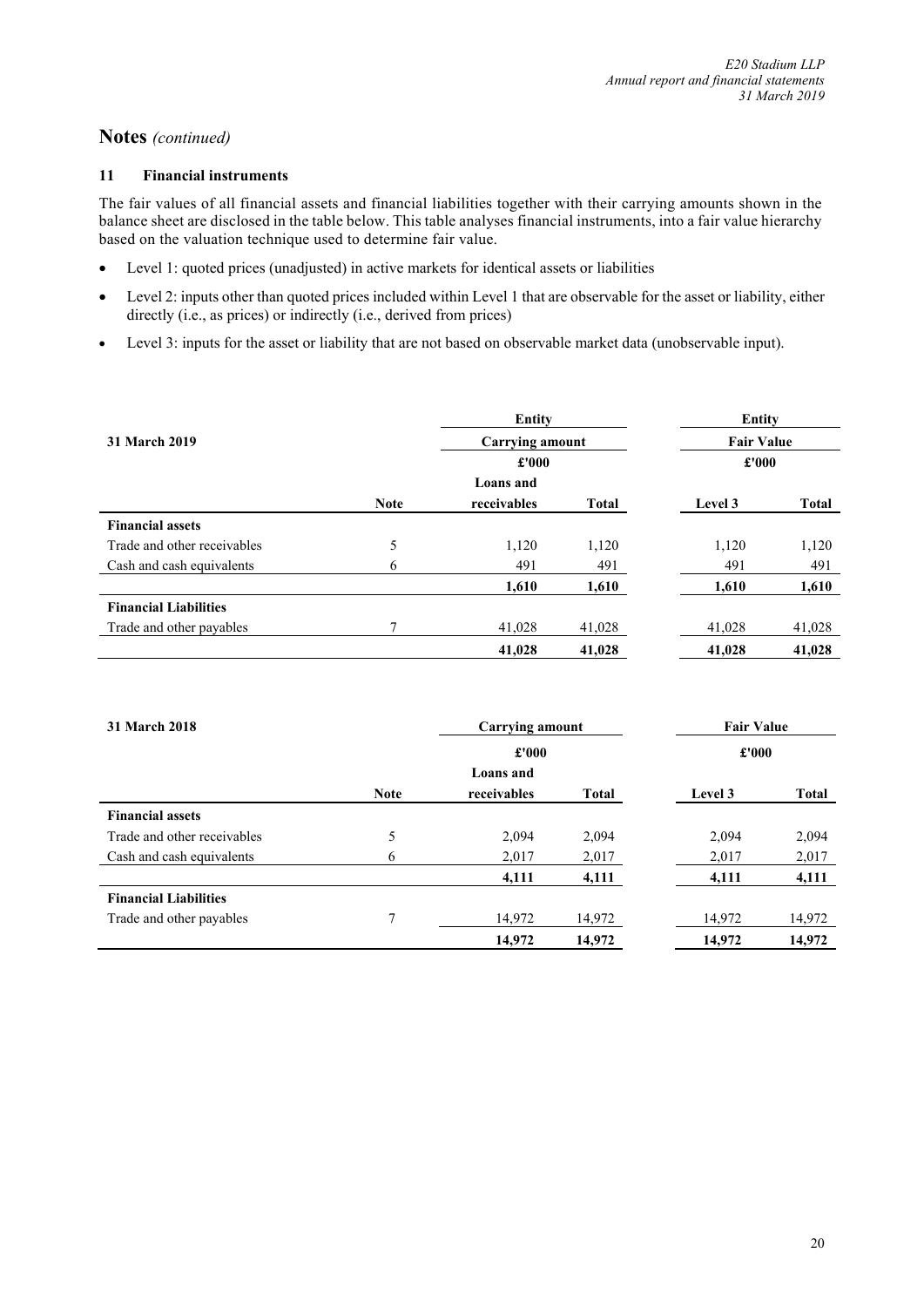## Notes *(continued)*

### 11 Financial instruments

The fair values of all financial assets and financial liabilities together with their carrying amounts shown in the balance sheet are disclosed in the table below. This table analyses financial instruments, into a fair value hierarchy based on the valuation technique used to determine fair value.

- Level 1: quoted prices (unadjusted) in active markets for identical assets or liabilities
- Level 2: inputs other than quoted prices included within Level 1 that are observable for the asset or liability, either directly (i.e., as prices) or indirectly (i.e., derived from prices)
- Level 3: inputs for the asset or liability that are not based on observable market data (unobservable input).

| **31 March 2019** | | **Entity** | | **Entity** | |
|---|---|---|---|---|---|
| | | **Carrying amount** | | **Fair Value** | |
| | | **£'000** | | **£'000** | |
| | **Note** | **Loans and receivables** | **Total** | **Level 3** | **Total** |
| **Financial assets** | | | | | |
| Trade and other receivables | 5 | 1,120 | 1,120 | 1,120 | 1,120 |
| Cash and cash equivalents | 6 | 491 | 491 | 491 | 491 |
| | | **1,610** | **1,610** | **1,610** | **1,610** |
| **Financial Liabilities** | | | | | |
| Trade and other payables | 7 | 41,028 | 41,028 | 41,028 | 41,028 |
| | | **41,028** | **41,028** | **41,028** | **41,028** |

| **31 March 2018** | | **Carrying amount** | | **Fair Value** | |
|---|---|---|---|---|---|
| | | **£'000** | | **£'000** | |
| | **Note** | **Loans and receivables** | **Total** | **Level 3** | **Total** |
| **Financial assets** | | | | | |
| Trade and other receivables | 5 | 2,094 | 2,094 | 2,094 | 2,094 |
| Cash and cash equivalents | 6 | 2,017 | 2,017 | 2,017 | 2,017 |
| | | **4,111** | **4,111** | **4,111** | **4,111** |
| **Financial Liabilities** | | | | | |
| Trade and other payables | 7 | 14,972 | 14,972 | 14,972 | 14,972 |
| | | **14,972** | **14,972** | **14,972** | **14,972** |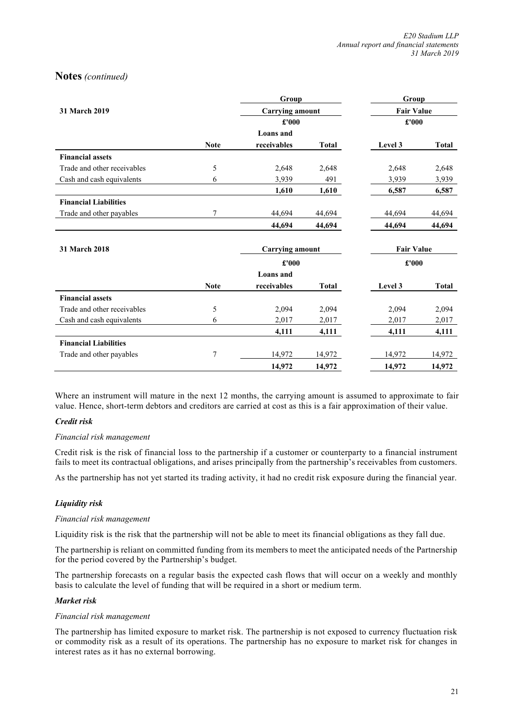## Notes *(continued)*

| 31 March 2019 | | Group | | Group | |
|---|---|---|---|---|---|
| | | Carrying amount | | Fair Value | |
| | | £'000 | | £'000 | |
| | Note | Loans and receivables | Total | Level 3 | Total |
| **Financial assets** | | | | | |
| Trade and other receivables | 5 | 2,648 | 2,648 | 2,648 | 2,648 |
| Cash and cash equivalents | 6 | 3,939 | 491 | 3,939 | 3,939 |
| | | **1,610** | **1,610** | **6,587** | **6,587** |
| **Financial Liabilities** | | | | | |
| Trade and other payables | 7 | 44,694 | 44,694 | 44,694 | 44,694 |
| | | **44,694** | **44,694** | **44,694** | **44,694** |

| 31 March 2018 | | Carrying amount | | Fair Value | |
|---|---|---|---|---|---|
| | | £'000 | | £'000 | |
| | Note | Loans and receivables | Total | Level 3 | Total |
| **Financial assets** | | | | | |
| Trade and other receivables | 5 | 2,094 | 2,094 | 2,094 | 2,094 |
| Cash and cash equivalents | 6 | 2,017 | 2,017 | 2,017 | 2,017 |
| | | **4,111** | **4,111** | **4,111** | **4,111** |
| **Financial Liabilities** | | | | | |
| Trade and other payables | 7 | 14,972 | 14,972 | 14,972 | 14,972 |
| | | **14,972** | **14,972** | **14,972** | **14,972** |

Where an instrument will mature in the next 12 months, the carrying amount is assumed to approximate to fair value. Hence, short-term debtors and creditors are carried at cost as this is a fair approximation of their value.

***Credit risk***

*Financial risk management*

Credit risk is the risk of financial loss to the partnership if a customer or counterparty to a financial instrument fails to meet its contractual obligations, and arises principally from the partnership's receivables from customers.

As the partnership has not yet started its trading activity, it had no credit risk exposure during the financial year.

***Liquidity risk***

*Financial risk management*

Liquidity risk is the risk that the partnership will not be able to meet its financial obligations as they fall due.

The partnership is reliant on committed funding from its members to meet the anticipated needs of the Partnership for the period covered by the Partnership's budget.

The partnership forecasts on a regular basis the expected cash flows that will occur on a weekly and monthly basis to calculate the level of funding that will be required in a short or medium term.

***Market risk***

*Financial risk management*

The partnership has limited exposure to market risk. The partnership is not exposed to currency fluctuation risk or commodity risk as a result of its operations. The partnership has no exposure to market risk for changes in interest rates as it has no external borrowing.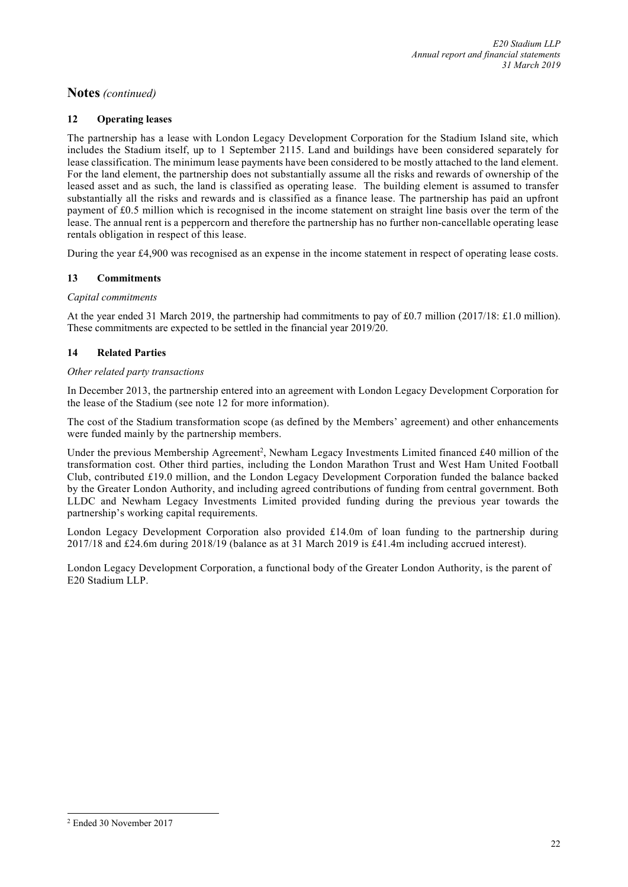# Notes *(continued)*

## 12 Operating leases

The partnership has a lease with London Legacy Development Corporation for the Stadium Island site, which includes the Stadium itself, up to 1 September 2115. Land and buildings have been considered separately for lease classification. The minimum lease payments have been considered to be mostly attached to the land element. For the land element, the partnership does not substantially assume all the risks and rewards of ownership of the leased asset and as such, the land is classified as operating lease. The building element is assumed to transfer substantially all the risks and rewards and is classified as a finance lease. The partnership has paid an upfront payment of £0.5 million which is recognised in the income statement on straight line basis over the term of the lease. The annual rent is a peppercorn and therefore the partnership has no further non-cancellable operating lease rentals obligation in respect of this lease.

During the year £4,900 was recognised as an expense in the income statement in respect of operating lease costs.

## 13 Commitments

*Capital commitments*

At the year ended 31 March 2019, the partnership had commitments to pay of £0.7 million (2017/18: £1.0 million). These commitments are expected to be settled in the financial year 2019/20.

## 14 Related Parties

*Other related party transactions*

In December 2013, the partnership entered into an agreement with London Legacy Development Corporation for the lease of the Stadium (see note 12 for more information).

The cost of the Stadium transformation scope (as defined by the Members' agreement) and other enhancements were funded mainly by the partnership members.

Under the previous Membership Agreement[2], Newham Legacy Investments Limited financed £40 million of the transformation cost. Other third parties, including the London Marathon Trust and West Ham United Football Club, contributed £19.0 million, and the London Legacy Development Corporation funded the balance backed by the Greater London Authority, and including agreed contributions of funding from central government. Both LLDC and Newham Legacy Investments Limited provided funding during the previous year towards the partnership's working capital requirements.

London Legacy Development Corporation also provided £14.0m of loan funding to the partnership during 2017/18 and £24.6m during 2018/19 (balance as at 31 March 2019 is £41.4m including accrued interest).

London Legacy Development Corporation, a functional body of the Greater London Authority, is the parent of E20 Stadium LLP.

[2] Ended 30 November 2017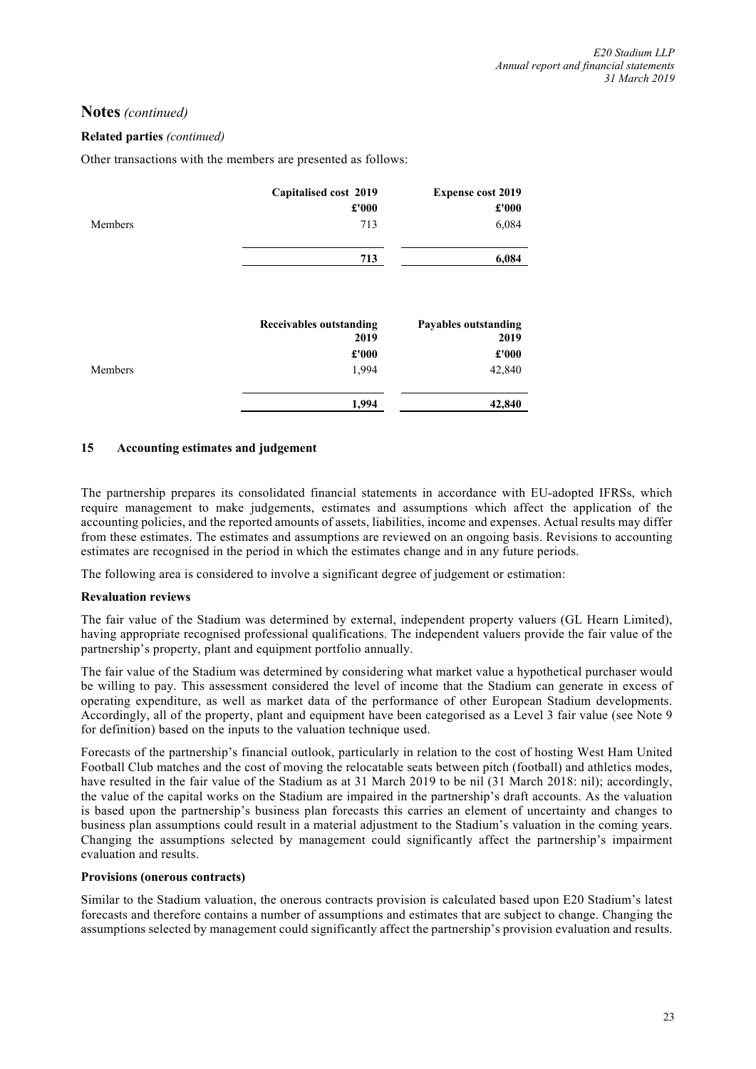## Notes *(continued)*

**Related parties** *(continued)*

Other transactions with the members are presented as follows:

| | Capitalised cost 2019 | Expense cost 2019 |
|---|---|---|
| | £'000 | £'000 |
| Members | 713 | 6,084 |
| | **713** | **6,084** |

| | Receivables outstanding 2019 | Payables outstanding 2019 |
|---|---|---|
| | £'000 | £'000 |
| Members | 1,994 | 42,840 |
| | **1,994** | **42,840** |

### 15 Accounting estimates and judgement

The partnership prepares its consolidated financial statements in accordance with EU-adopted IFRSs, which require management to make judgements, estimates and assumptions which affect the application of the accounting policies, and the reported amounts of assets, liabilities, income and expenses. Actual results may differ from these estimates. The estimates and assumptions are reviewed on an ongoing basis. Revisions to accounting estimates are recognised in the period in which the estimates change and in any future periods.

The following area is considered to involve a significant degree of judgement or estimation:

**Revaluation reviews**

The fair value of the Stadium was determined by external, independent property valuers (GL Hearn Limited), having appropriate recognised professional qualifications. The independent valuers provide the fair value of the partnership's property, plant and equipment portfolio annually.

The fair value of the Stadium was determined by considering what market value a hypothetical purchaser would be willing to pay. This assessment considered the level of income that the Stadium can generate in excess of operating expenditure, as well as market data of the performance of other European Stadium developments. Accordingly, all of the property, plant and equipment have been categorised as a Level 3 fair value (see Note 9 for definition) based on the inputs to the valuation technique used.

Forecasts of the partnership's financial outlook, particularly in relation to the cost of hosting West Ham United Football Club matches and the cost of moving the relocatable seats between pitch (football) and athletics modes, have resulted in the fair value of the Stadium as at 31 March 2019 to be nil (31 March 2018: nil); accordingly, the value of the capital works on the Stadium are impaired in the partnership's draft accounts. As the valuation is based upon the partnership's business plan forecasts this carries an element of uncertainty and changes to business plan assumptions could result in a material adjustment to the Stadium's valuation in the coming years. Changing the assumptions selected by management could significantly affect the partnership's impairment evaluation and results.

**Provisions (onerous contracts)**

Similar to the Stadium valuation, the onerous contracts provision is calculated based upon E20 Stadium's latest forecasts and therefore contains a number of assumptions and estimates that are subject to change. Changing the assumptions selected by management could significantly affect the partnership's provision evaluation and results.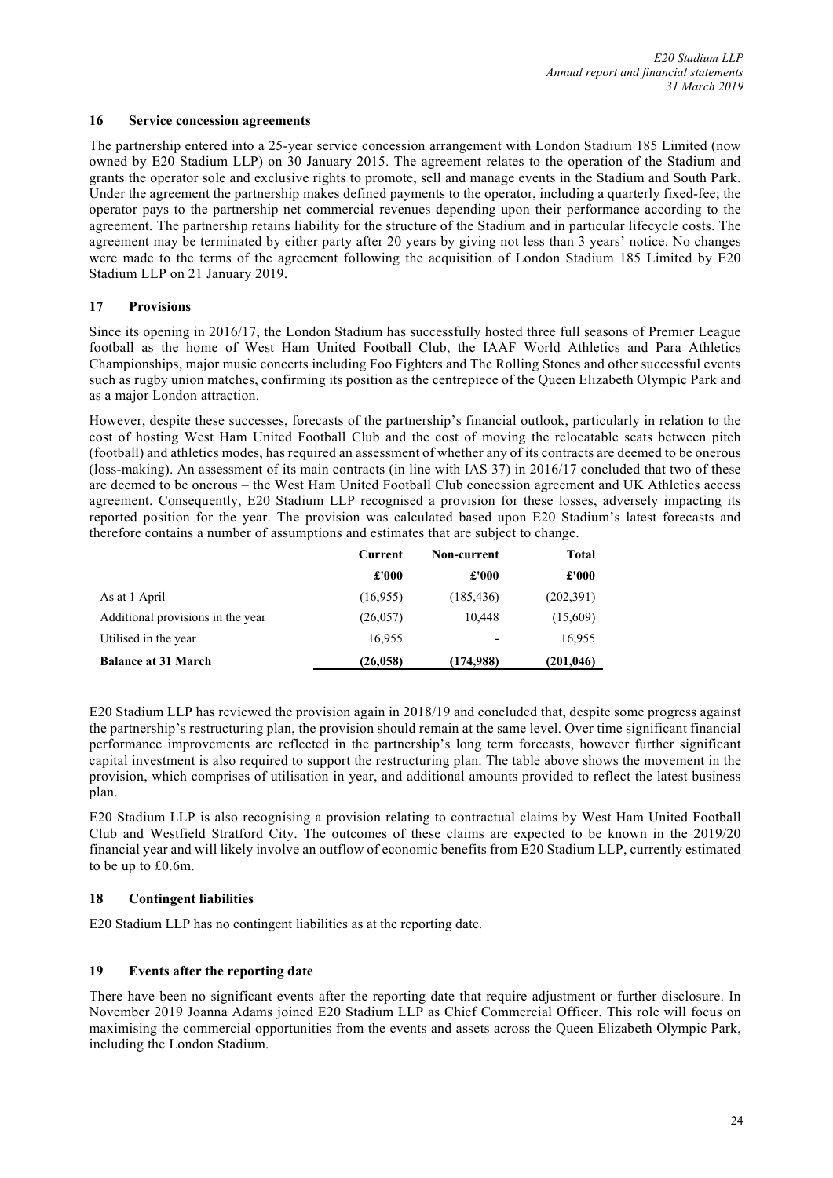## 16 Service concession agreements

The partnership entered into a 25-year service concession arrangement with London Stadium 185 Limited (now owned by E20 Stadium LLP) on 30 January 2015. The agreement relates to the operation of the Stadium and grants the operator sole and exclusive rights to promote, sell and manage events in the Stadium and South Park. Under the agreement the partnership makes defined payments to the operator, including a quarterly fixed-fee; the operator pays to the partnership net commercial revenues depending upon their performance according to the agreement. The partnership retains liability for the structure of the Stadium and in particular lifecycle costs. The agreement may be terminated by either party after 20 years by giving not less than 3 years' notice. No changes were made to the terms of the agreement following the acquisition of London Stadium 185 Limited by E20 Stadium LLP on 21 January 2019.

## 17 Provisions

Since its opening in 2016/17, the London Stadium has successfully hosted three full seasons of Premier League football as the home of West Ham United Football Club, the IAAF World Athletics and Para Athletics Championships, major music concerts including Foo Fighters and The Rolling Stones and other successful events such as rugby union matches, confirming its position as the centrepiece of the Queen Elizabeth Olympic Park and as a major London attraction.

However, despite these successes, forecasts of the partnership's financial outlook, particularly in relation to the cost of hosting West Ham United Football Club and the cost of moving the relocatable seats between pitch (football) and athletics modes, has required an assessment of whether any of its contracts are deemed to be onerous (loss-making). An assessment of its main contracts (in line with IAS 37) in 2016/17 concluded that two of these are deemed to be onerous – the West Ham United Football Club concession agreement and UK Athletics access agreement. Consequently, E20 Stadium LLP recognised a provision for these losses, adversely impacting its reported position for the year. The provision was calculated based upon E20 Stadium's latest forecasts and therefore contains a number of assumptions and estimates that are subject to change.

| | Current | Non-current | Total |
|---|---|---|---|
| | **£'000** | **£'000** | **£'000** |
| As at 1 April | (16,955) | (185,436) | (202,391) |
| Additional provisions in the year | (26,057) | 10,448 | (15,609) |
| Utilised in the year | 16,955 | - | 16,955 |
| **Balance at 31 March** | **(26,058)** | **(174,988)** | **(201,046)** |

E20 Stadium LLP has reviewed the provision again in 2018/19 and concluded that, despite some progress against the partnership's restructuring plan, the provision should remain at the same level. Over time significant financial performance improvements are reflected in the partnership's long term forecasts, however further significant capital investment is also required to support the restructuring plan. The table above shows the movement in the provision, which comprises of utilisation in year, and additional amounts provided to reflect the latest business plan.

E20 Stadium LLP is also recognising a provision relating to contractual claims by West Ham United Football Club and Westfield Stratford City. The outcomes of these claims are expected to be known in the 2019/20 financial year and will likely involve an outflow of economic benefits from E20 Stadium LLP, currently estimated to be up to £0.6m.

## 18 Contingent liabilities

E20 Stadium LLP has no contingent liabilities as at the reporting date.

## 19 Events after the reporting date

There have been no significant events after the reporting date that require adjustment or further disclosure. In November 2019 Joanna Adams joined E20 Stadium LLP as Chief Commercial Officer. This role will focus on maximising the commercial opportunities from the events and assets across the Queen Elizabeth Olympic Park, including the London Stadium.